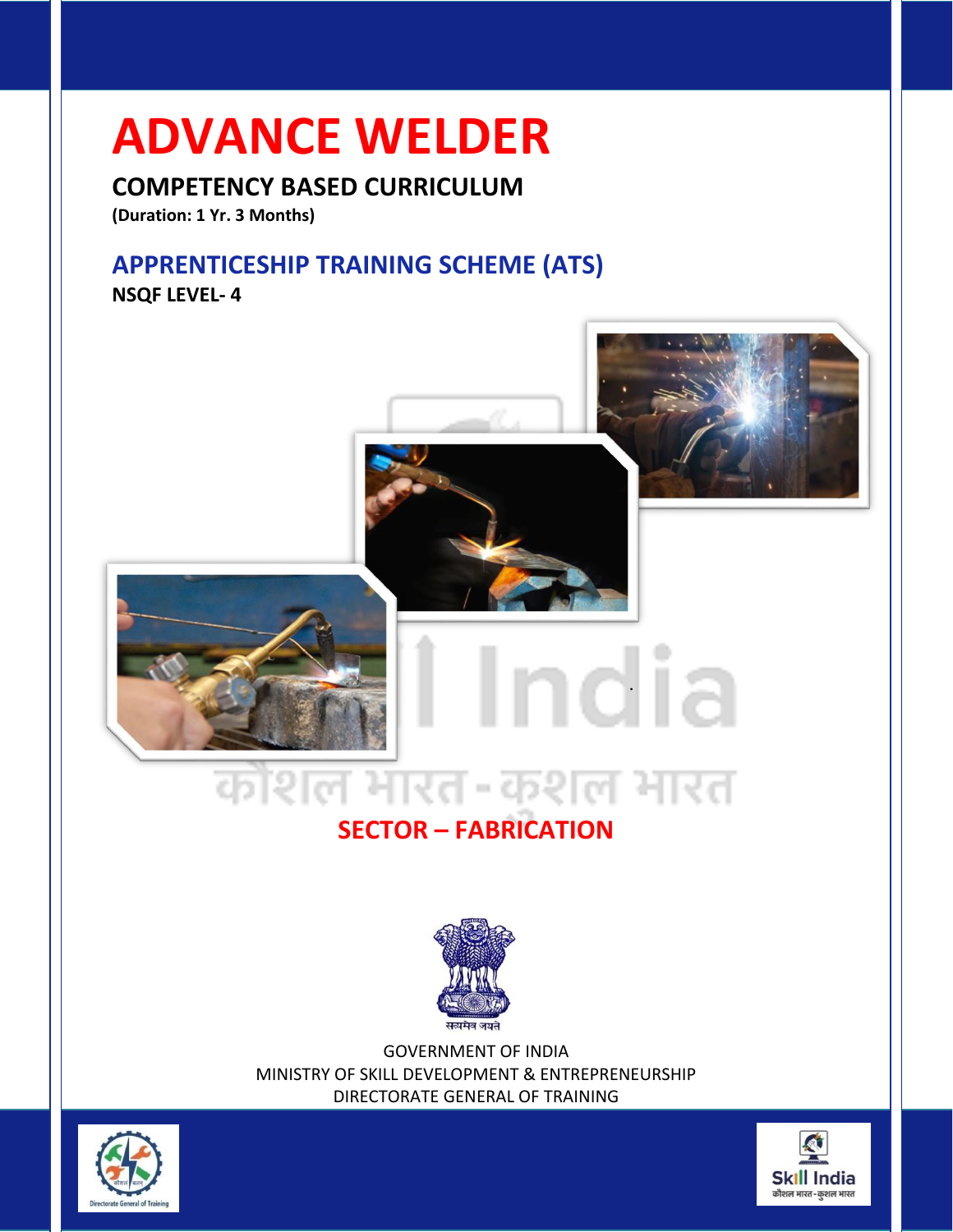# ADVANCE WELDER

## COMPETENCY BASED CURRICULUM

**(Duration: 1 Yr. 3 Months)**

## APPRENTICESHIP TRAINING SCHEME (ATS)

**NSQF LEVEL- 4**

## SECTOR – FABRICATION

सत्यमेव जयते

GOVERNMENT OF INDIA
MINISTRY OF SKILL DEVELOPMENT & ENTREPRENEURSHIP
DIRECTORATE GENERAL OF TRAINING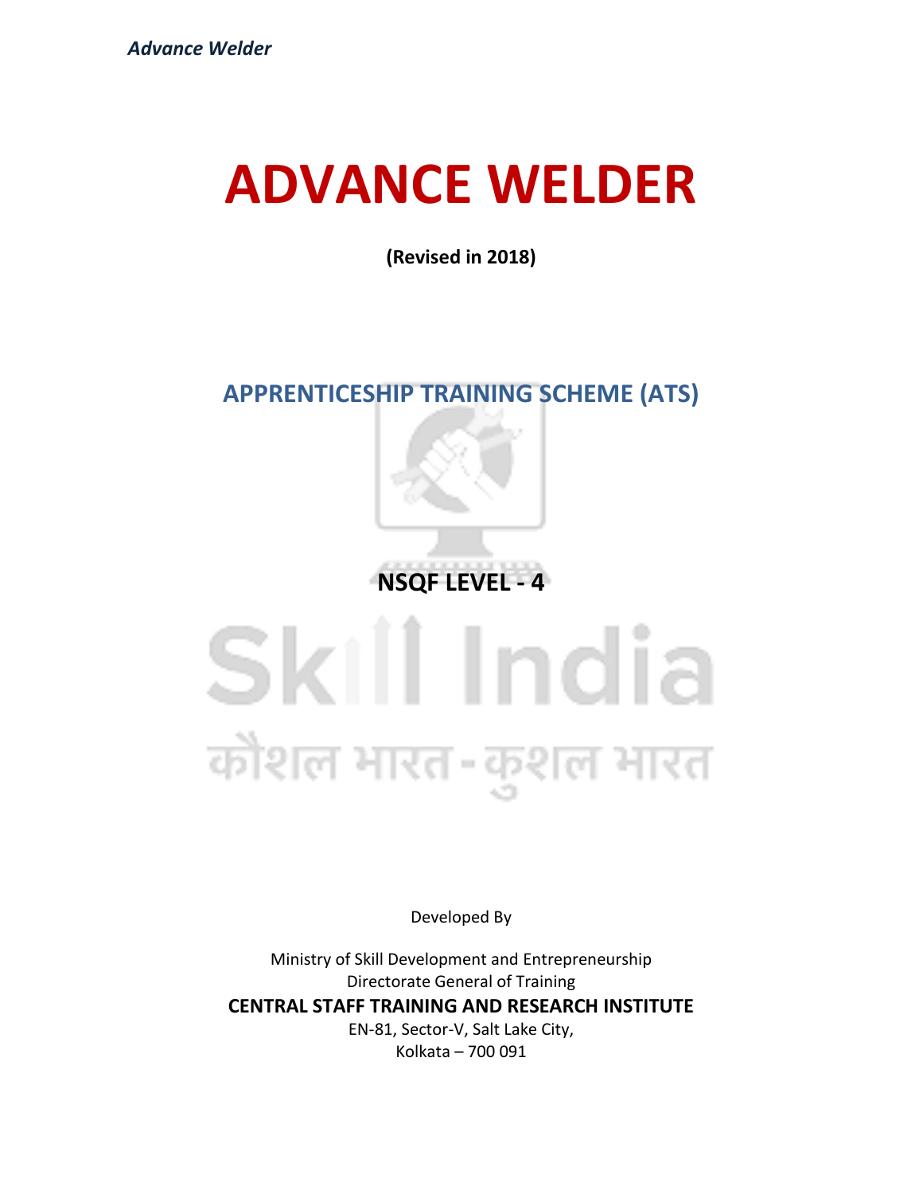# ADVANCE WELDER

**(Revised in 2018)**

## APPRENTICESHIP TRAINING SCHEME (ATS)

**NSQF LEVEL - 4**

Skill India

कौशल भारत - कुशल भारत

Developed By

Ministry of Skill Development and Entrepreneurship
Directorate General of Training
**CENTRAL STAFF TRAINING AND RESEARCH INSTITUTE**
EN-81, Sector-V, Salt Lake City,
Kolkata – 700 091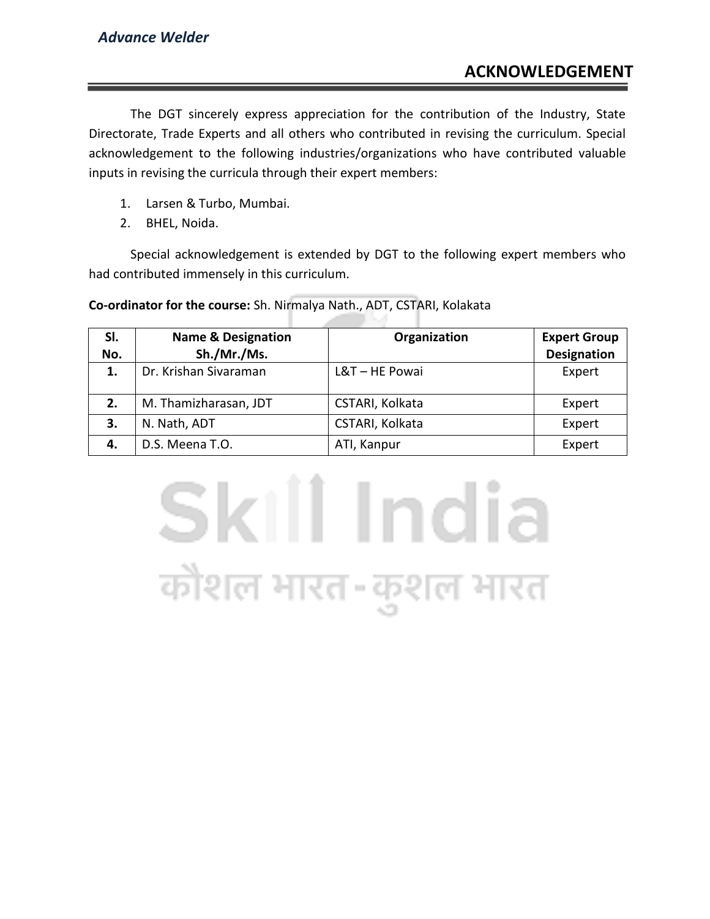# ACKNOWLEDGEMENT

The DGT sincerely express appreciation for the contribution of the Industry, State Directorate, Trade Experts and all others who contributed in revising the curriculum. Special acknowledgement to the following industries/organizations who have contributed valuable inputs in revising the curricula through their expert members:

1. Larsen & Turbo, Mumbai.
2. BHEL, Noida.

Special acknowledgement is extended by DGT to the following expert members who had contributed immensely in this curriculum.

**Co-ordinator for the course:** Sh. Nirmalya Nath., ADT, CSTARI, Kolakata

| Sl. No. | Name & Designation Sh./Mr./Ms. | Organization | Expert Group Designation |
|---|---|---|---|
| **1.** | Dr. Krishan Sivaraman | L&T – HE Powai | Expert |
| **2.** | M. Thamizharasan, JDT | CSTARI, Kolkata | Expert |
| **3.** | N. Nath, ADT | CSTARI, Kolkata | Expert |
| **4.** | D.S. Meena T.O. | ATI, Kanpur | Expert |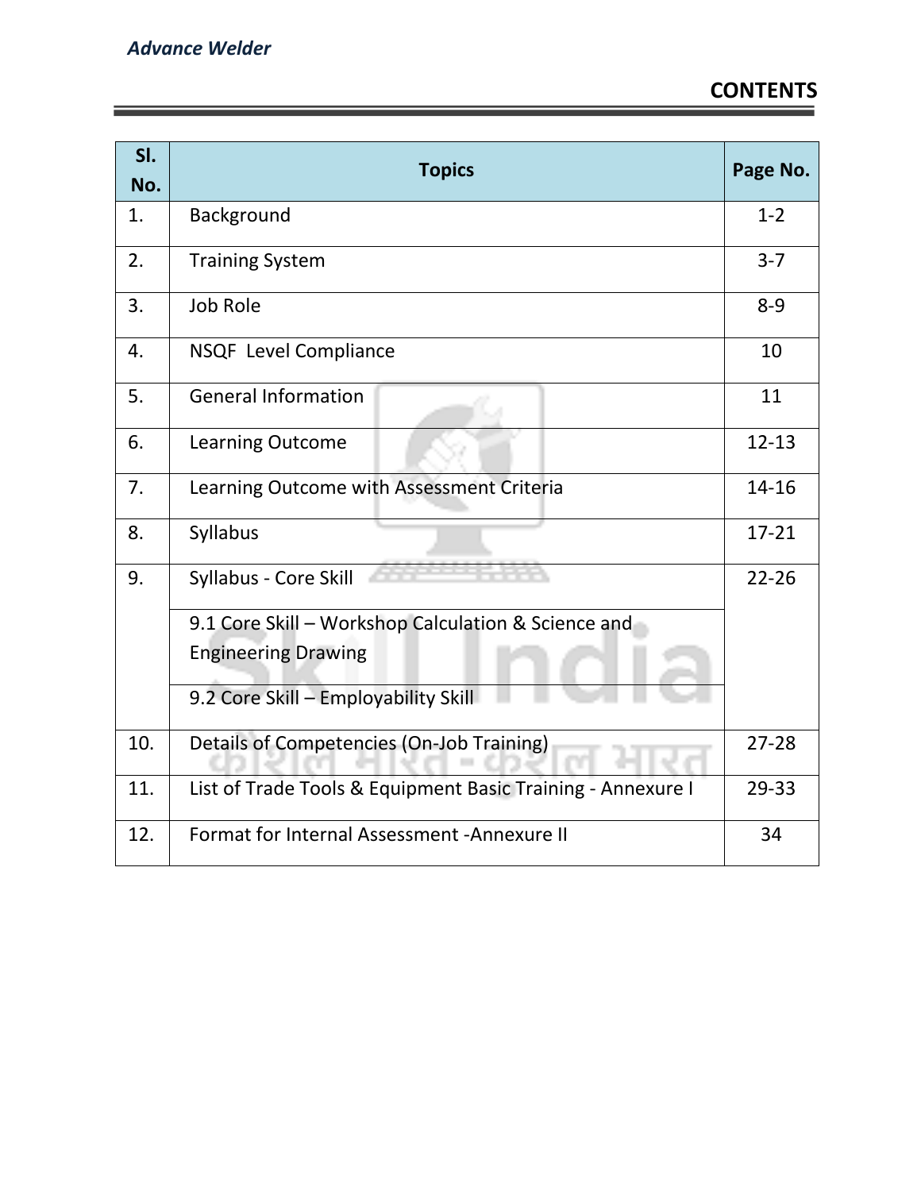## CONTENTS

| Sl. No. | Topics | Page No. |
|---|---|---|
| 1. | Background | 1-2 |
| 2. | Training System | 3-7 |
| 3. | Job Role | 8-9 |
| 4. | NSQF Level Compliance | 10 |
| 5. | General Information | 11 |
| 6. | Learning Outcome | 12-13 |
| 7. | Learning Outcome with Assessment Criteria | 14-16 |
| 8. | Syllabus | 17-21 |
| 9. | Syllabus - Core Skill | 22-26 |
| | 9.1 Core Skill – Workshop Calculation & Science and Engineering Drawing | |
| | 9.2 Core Skill – Employability Skill | |
| 10. | Details of Competencies (On-Job Training) | 27-28 |
| 11. | List of Trade Tools & Equipment Basic Training - Annexure I | 29-33 |
| 12. | Format for Internal Assessment -Annexure II | 34 |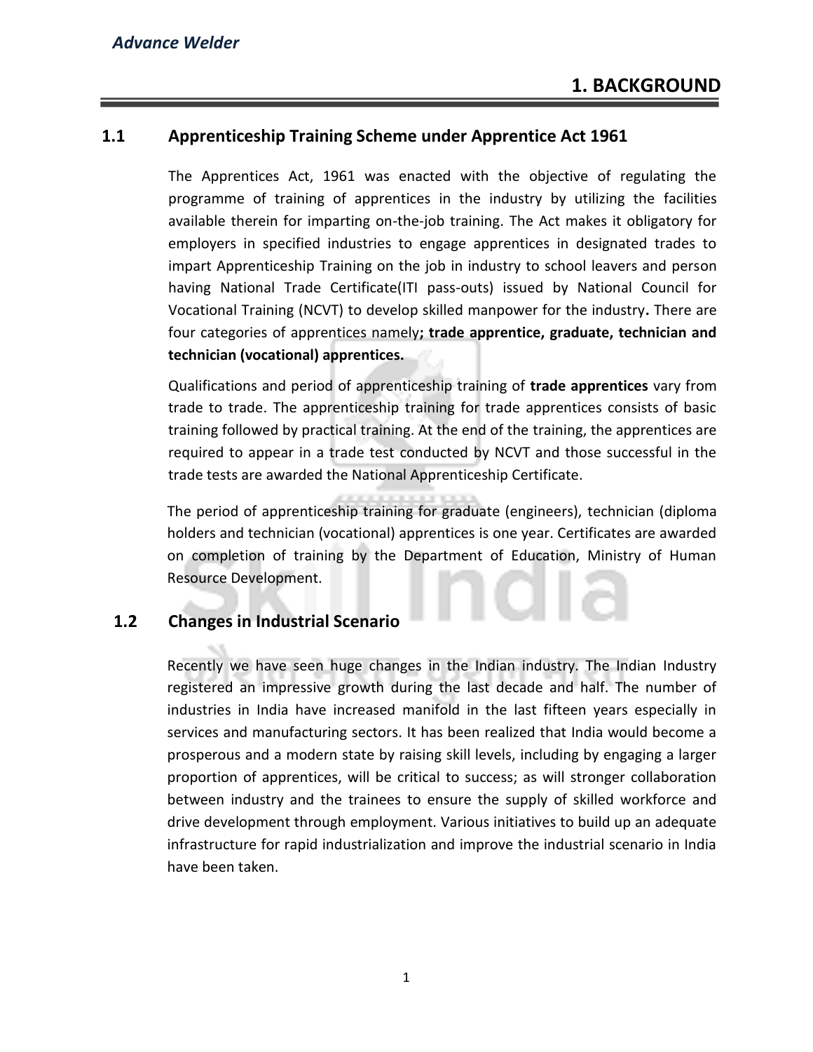# 1. BACKGROUND

## 1.1 Apprenticeship Training Scheme under Apprentice Act 1961

The Apprentices Act, 1961 was enacted with the objective of regulating the programme of training of apprentices in the industry by utilizing the facilities available therein for imparting on-the-job training. The Act makes it obligatory for employers in specified industries to engage apprentices in designated trades to impart Apprenticeship Training on the job in industry to school leavers and person having National Trade Certificate(ITI pass-outs) issued by National Council for Vocational Training (NCVT) to develop skilled manpower for the industry**.** There are four categories of apprentices namely**; trade apprentice, graduate, technician and technician (vocational) apprentices.**

Qualifications and period of apprenticeship training of **trade apprentices** vary from trade to trade. The apprenticeship training for trade apprentices consists of basic training followed by practical training. At the end of the training, the apprentices are required to appear in a trade test conducted by NCVT and those successful in the trade tests are awarded the National Apprenticeship Certificate.

The period of apprenticeship training for graduate (engineers), technician (diploma holders and technician (vocational) apprentices is one year. Certificates are awarded on completion of training by the Department of Education, Ministry of Human Resource Development.

## 1.2 Changes in Industrial Scenario

Recently we have seen huge changes in the Indian industry. The Indian Industry registered an impressive growth during the last decade and half. The number of industries in India have increased manifold in the last fifteen years especially in services and manufacturing sectors. It has been realized that India would become a prosperous and a modern state by raising skill levels, including by engaging a larger proportion of apprentices, will be critical to success; as will stronger collaboration between industry and the trainees to ensure the supply of skilled workforce and drive development through employment. Various initiatives to build up an adequate infrastructure for rapid industrialization and improve the industrial scenario in India have been taken.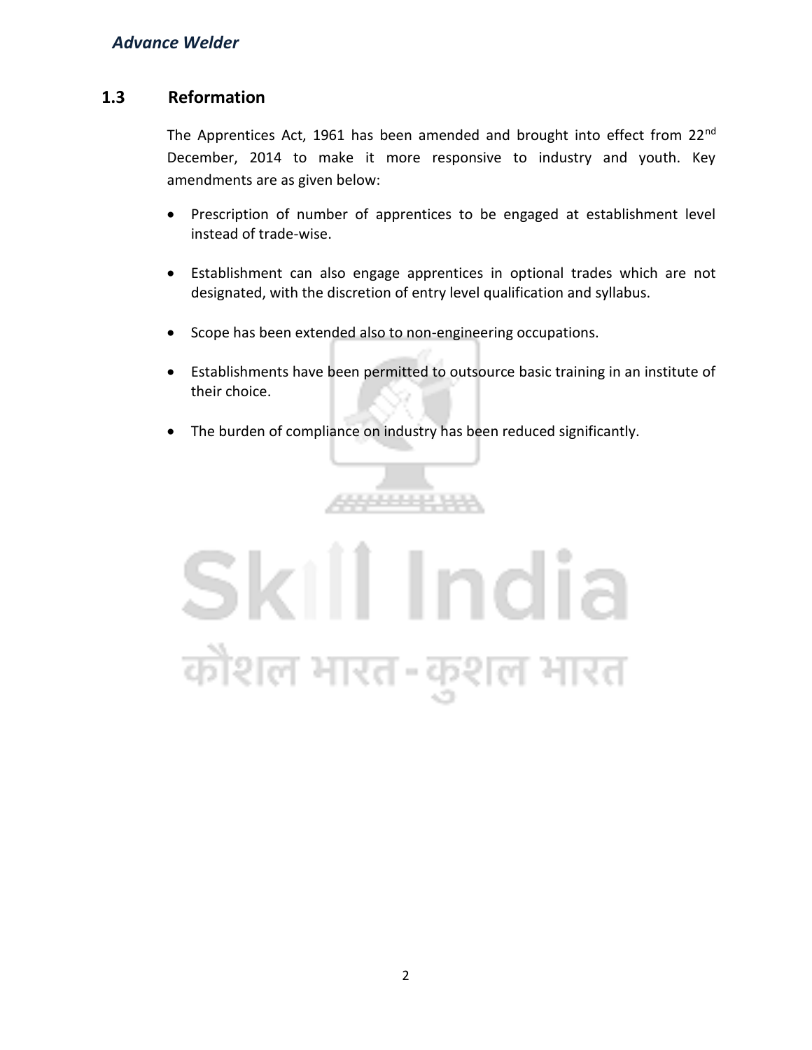## 1.3 Reformation

The Apprentices Act, 1961 has been amended and brought into effect from 22nd December, 2014 to make it more responsive to industry and youth. Key amendments are as given below:

- Prescription of number of apprentices to be engaged at establishment level instead of trade-wise.
- Establishment can also engage apprentices in optional trades which are not designated, with the discretion of entry level qualification and syllabus.
- Scope has been extended also to non-engineering occupations.
- Establishments have been permitted to outsource basic training in an institute of their choice.
- The burden of compliance on industry has been reduced significantly.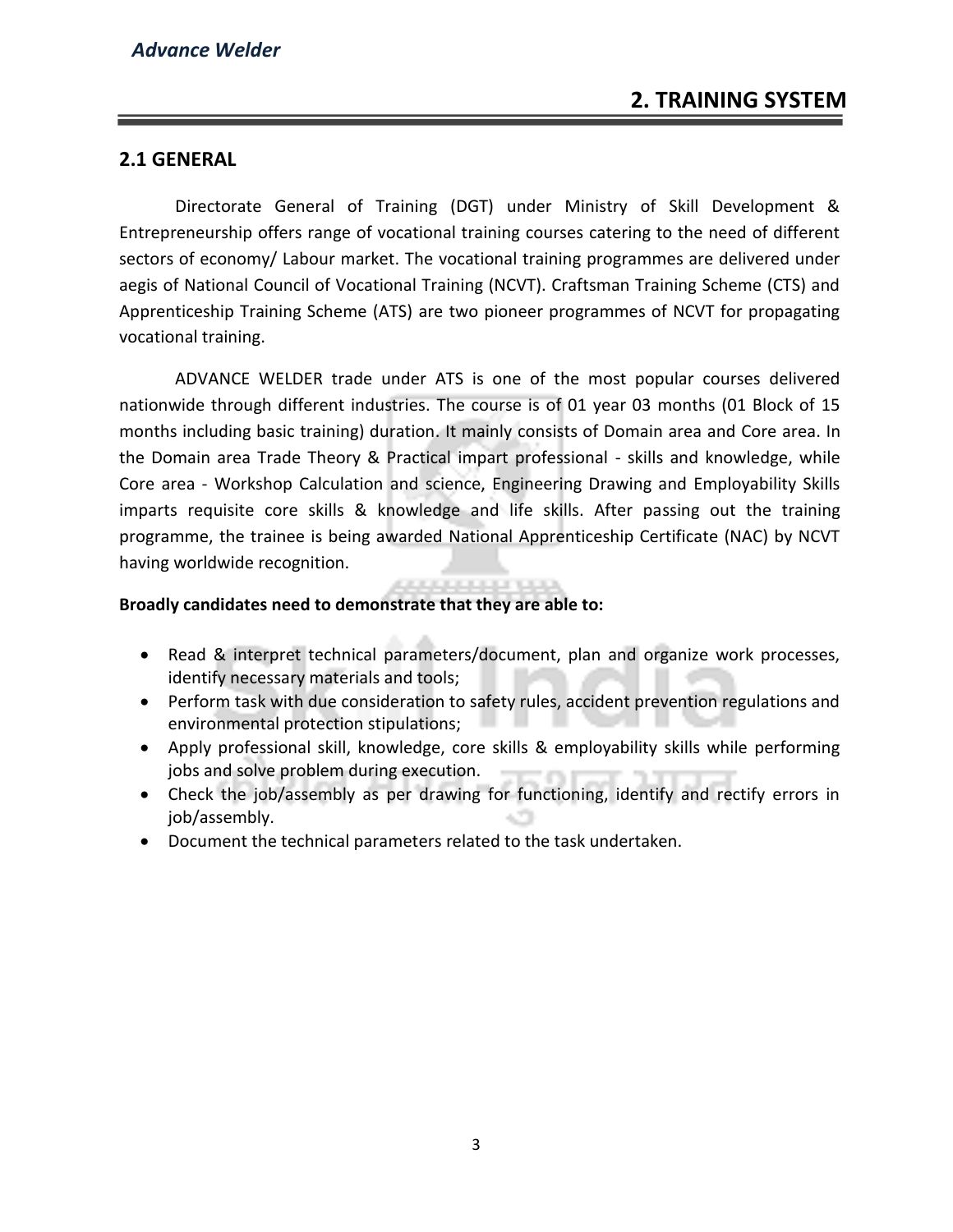# 2. TRAINING SYSTEM

## 2.1 GENERAL

Directorate General of Training (DGT) under Ministry of Skill Development & Entrepreneurship offers range of vocational training courses catering to the need of different sectors of economy/ Labour market. The vocational training programmes are delivered under aegis of National Council of Vocational Training (NCVT). Craftsman Training Scheme (CTS) and Apprenticeship Training Scheme (ATS) are two pioneer programmes of NCVT for propagating vocational training.

ADVANCE WELDER trade under ATS is one of the most popular courses delivered nationwide through different industries. The course is of 01 year 03 months (01 Block of 15 months including basic training) duration. It mainly consists of Domain area and Core area. In the Domain area Trade Theory & Practical impart professional - skills and knowledge, while Core area - Workshop Calculation and science, Engineering Drawing and Employability Skills imparts requisite core skills & knowledge and life skills. After passing out the training programme, the trainee is being awarded National Apprenticeship Certificate (NAC) by NCVT having worldwide recognition.

**Broadly candidates need to demonstrate that they are able to:**

- Read & interpret technical parameters/document, plan and organize work processes, identify necessary materials and tools;
- Perform task with due consideration to safety rules, accident prevention regulations and environmental protection stipulations;
- Apply professional skill, knowledge, core skills & employability skills while performing jobs and solve problem during execution.
- Check the job/assembly as per drawing for functioning, identify and rectify errors in job/assembly.
- Document the technical parameters related to the task undertaken.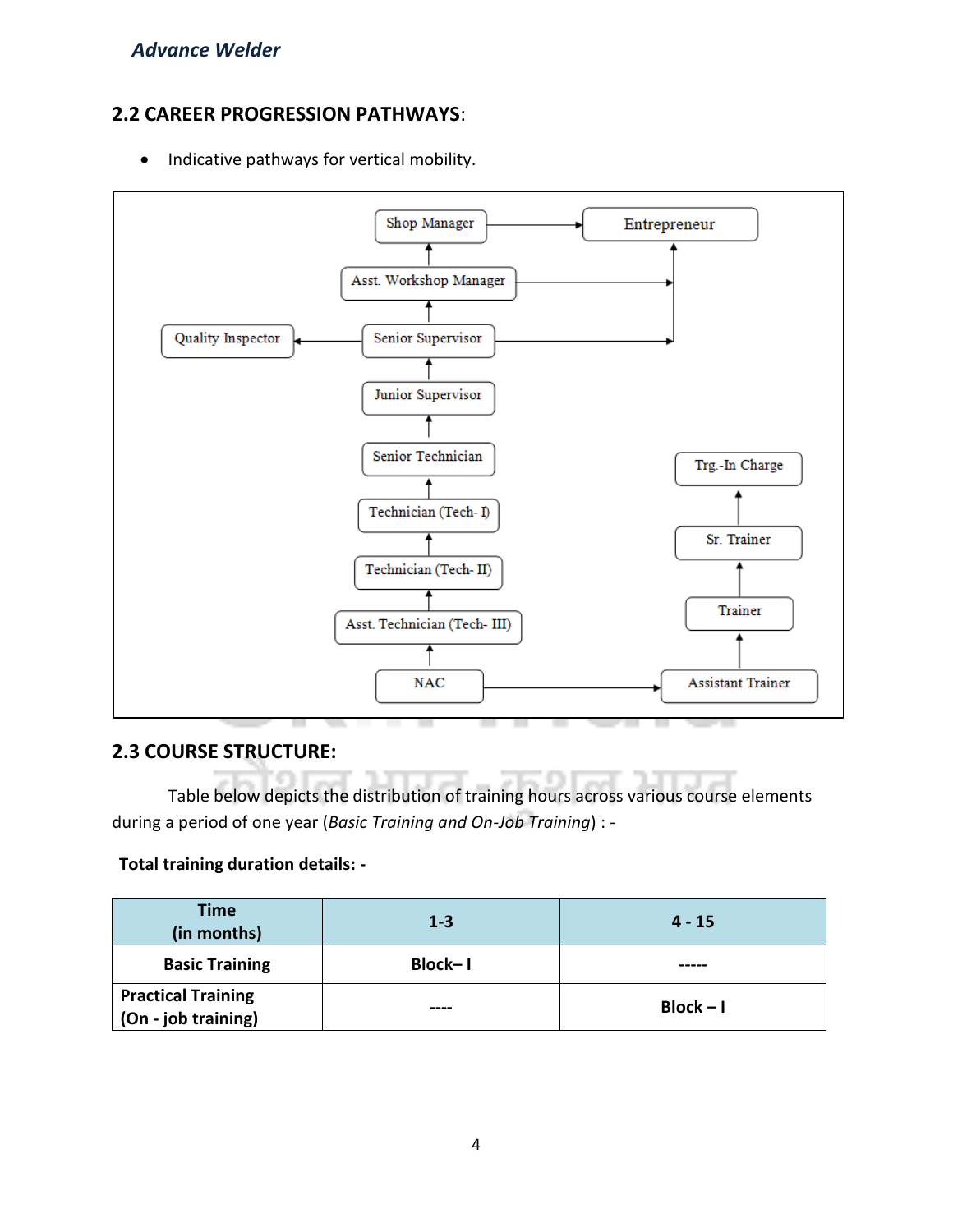## 2.2 CAREER PROGRESSION PATHWAYS:

- Indicative pathways for vertical mobility.

Shop Manager

Entrepreneur

Asst. Workshop Manager

Quality Inspector

Senior Supervisor

Junior Supervisor

Senior Technician

Trg.-In Charge

Technician (Tech- I)

Sr. Trainer

Technician (Tech- II)

Trainer

Asst. Technician (Tech- III)

NAC

Assistant Trainer

## 2.3 COURSE STRUCTURE:

Table below depicts the distribution of training hours across various course elements during a period of one year (*Basic Training and On-Job Training*) : -

**Total training duration details: -**

| Time (in months) | 1-3 | 4 - 15 |
|---|---|---|
| **Basic Training** | **Block– I** | ----- |
| **Practical Training (On - job training)** | ---- | **Block – I** |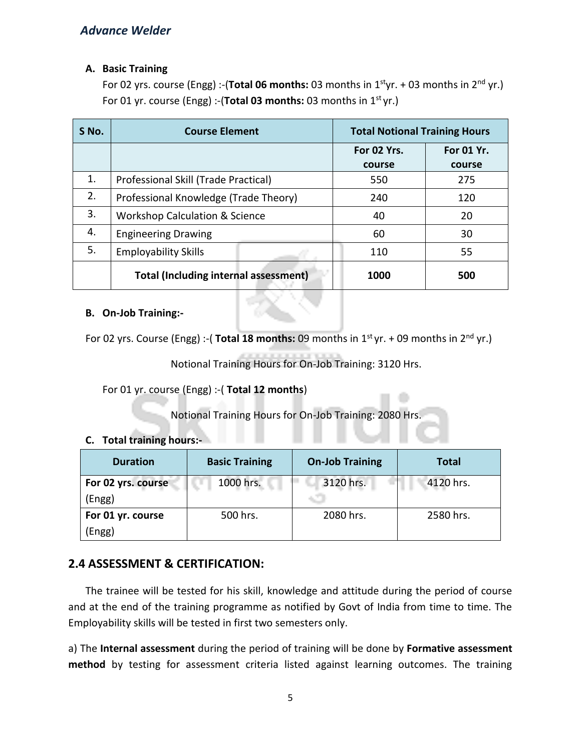**A. Basic Training**

For 02 yrs. course (Engg) :-(**Total 06 months:** 03 months in 1st yr. + 03 months in 2nd yr.)

For 01 yr. course (Engg) :-(**Total 03 months:** 03 months in 1st yr.)

| S No. | Course Element | Total Notional Training Hours | |
|---|---|---|---|
| | | **For 02 Yrs. course** | **For 01 Yr. course** |
| 1. | Professional Skill (Trade Practical) | 550 | 275 |
| 2. | Professional Knowledge (Trade Theory) | 240 | 120 |
| 3. | Workshop Calculation & Science | 40 | 20 |
| 4. | Engineering Drawing | 60 | 30 |
| 5. | Employability Skills | 110 | 55 |
| | **Total (Including internal assessment)** | **1000** | **500** |

**B. On-Job Training:-**

For 02 yrs. Course (Engg) :-( **Total 18 months:** 09 months in 1st yr. + 09 months in 2nd yr.)

Notional Training Hours for On-Job Training: 3120 Hrs.

For 01 yr. course (Engg) :-( **Total 12 months**)

Notional Training Hours for On-Job Training: 2080 Hrs.

**C. Total training hours:-**

| Duration | Basic Training | On-Job Training | Total |
|---|---|---|---|
| **For 02 yrs. course** (Engg) | 1000 hrs. | 3120 hrs. | 4120 hrs. |
| **For 01 yr. course** (Engg) | 500 hrs. | 2080 hrs. | 2580 hrs. |

## 2.4 ASSESSMENT & CERTIFICATION:

The trainee will be tested for his skill, knowledge and attitude during the period of course and at the end of the training programme as notified by Govt of India from time to time. The Employability skills will be tested in first two semesters only.

a) The **Internal assessment** during the period of training will be done by **Formative assessment method** by testing for assessment criteria listed against learning outcomes. The training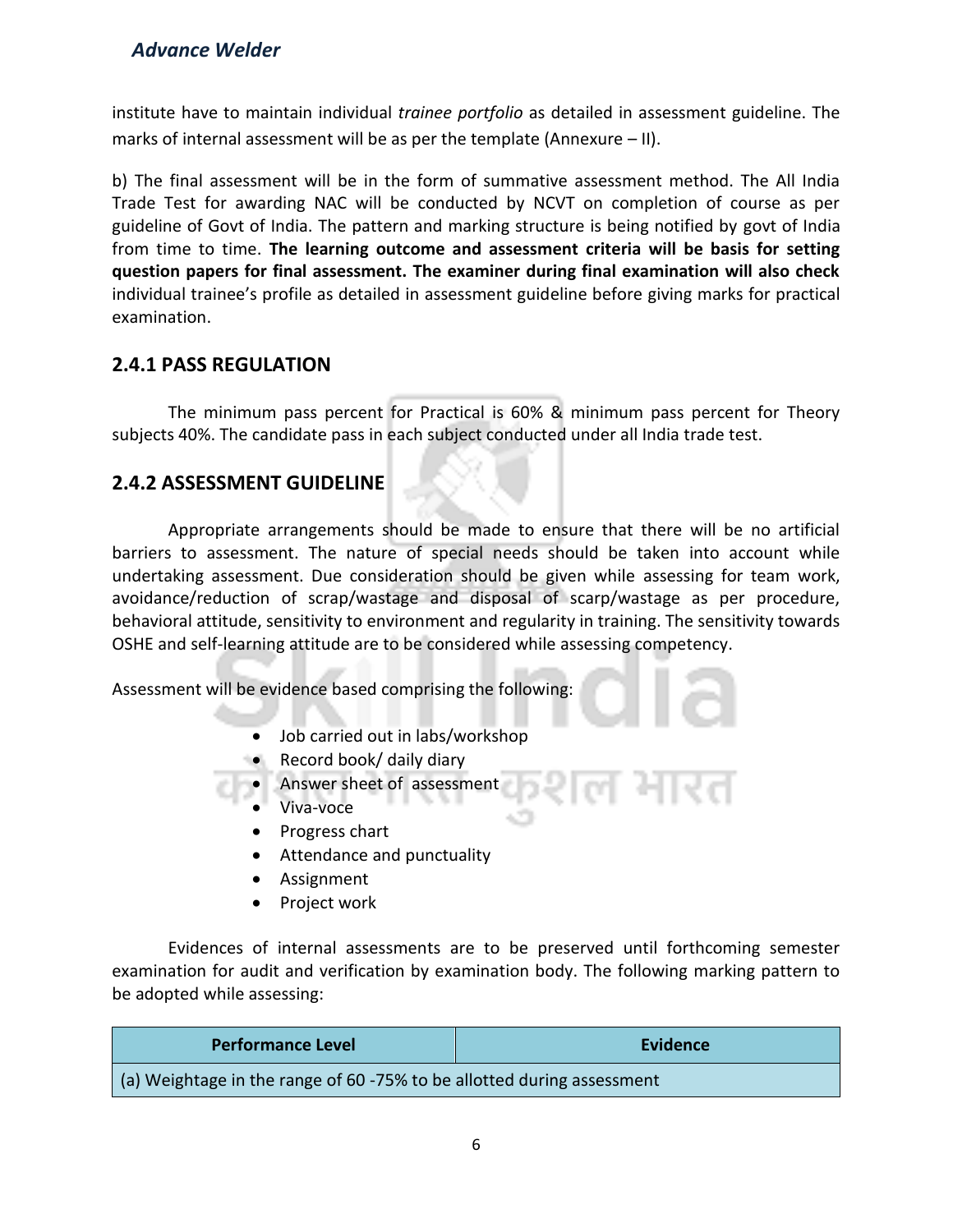institute have to maintain individual *trainee portfolio* as detailed in assessment guideline. The marks of internal assessment will be as per the template (Annexure – II).

b) The final assessment will be in the form of summative assessment method. The All India Trade Test for awarding NAC will be conducted by NCVT on completion of course as per guideline of Govt of India. The pattern and marking structure is being notified by govt of India from time to time. **The learning outcome and assessment criteria will be basis for setting question papers for final assessment. The examiner during final examination will also check** individual trainee's profile as detailed in assessment guideline before giving marks for practical examination.

### 2.4.1 PASS REGULATION

The minimum pass percent for Practical is 60% & minimum pass percent for Theory subjects 40%. The candidate pass in each subject conducted under all India trade test.

### 2.4.2 ASSESSMENT GUIDELINE

Appropriate arrangements should be made to ensure that there will be no artificial barriers to assessment. The nature of special needs should be taken into account while undertaking assessment. Due consideration should be given while assessing for team work, avoidance/reduction of scrap/wastage and disposal of scarp/wastage as per procedure, behavioral attitude, sensitivity to environment and regularity in training. The sensitivity towards OSHE and self-learning attitude are to be considered while assessing competency.

Assessment will be evidence based comprising the following:

- Job carried out in labs/workshop
- Record book/ daily diary
- Answer sheet of assessment
- Viva-voce
- Progress chart
- Attendance and punctuality
- Assignment
- Project work

Evidences of internal assessments are to be preserved until forthcoming semester examination for audit and verification by examination body. The following marking pattern to be adopted while assessing:

| Performance Level | Evidence |
|---|---|
| (a) Weightage in the range of 60 -75% to be allotted during assessment | |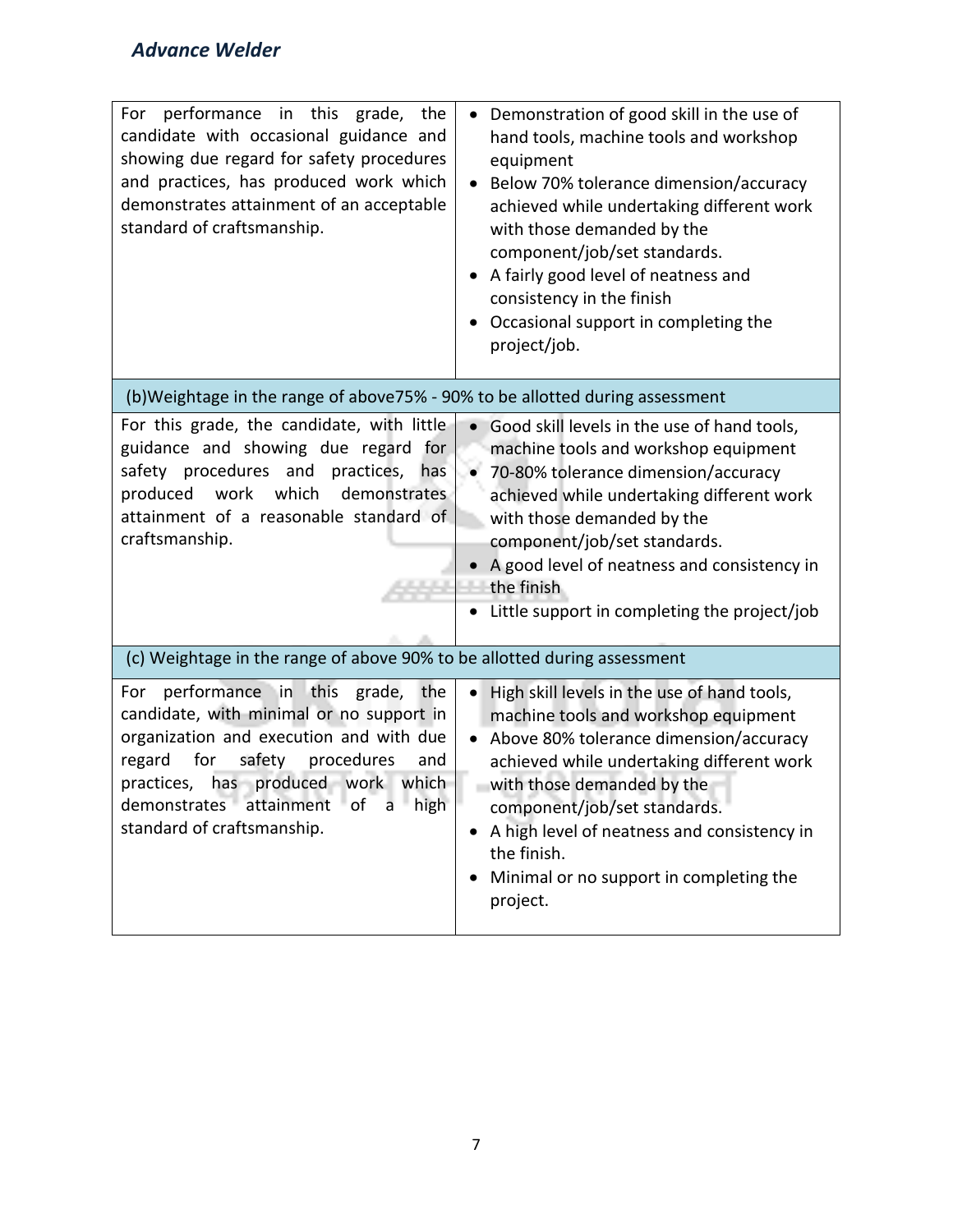| | |
|---|---|
| For performance in this grade, the candidate with occasional guidance and showing due regard for safety procedures and practices, has produced work which demonstrates attainment of an acceptable standard of craftsmanship. | • Demonstration of good skill in the use of hand tools, machine tools and workshop equipment<br>• Below 70% tolerance dimension/accuracy achieved while undertaking different work with those demanded by the component/job/set standards.<br>• A fairly good level of neatness and consistency in the finish<br>• Occasional support in completing the project/job. |
| **(b)Weightage in the range of above75% - 90% to be allotted during assessment** | |
| For this grade, the candidate, with little guidance and showing due regard for safety procedures and practices, has produced work which demonstrates attainment of a reasonable standard of craftsmanship. | • Good skill levels in the use of hand tools, machine tools and workshop equipment<br>• 70-80% tolerance dimension/accuracy achieved while undertaking different work with those demanded by the component/job/set standards.<br>• A good level of neatness and consistency in the finish<br>• Little support in completing the project/job |
| **(c) Weightage in the range of above 90% to be allotted during assessment** | |
| For performance in this grade, the candidate, with minimal or no support in organization and execution and with due regard for safety procedures and practices, has produced work which demonstrates attainment of a high standard of craftsmanship. | • High skill levels in the use of hand tools, machine tools and workshop equipment<br>• Above 80% tolerance dimension/accuracy achieved while undertaking different work with those demanded by the component/job/set standards.<br>• A high level of neatness and consistency in the finish.<br>• Minimal or no support in completing the project. |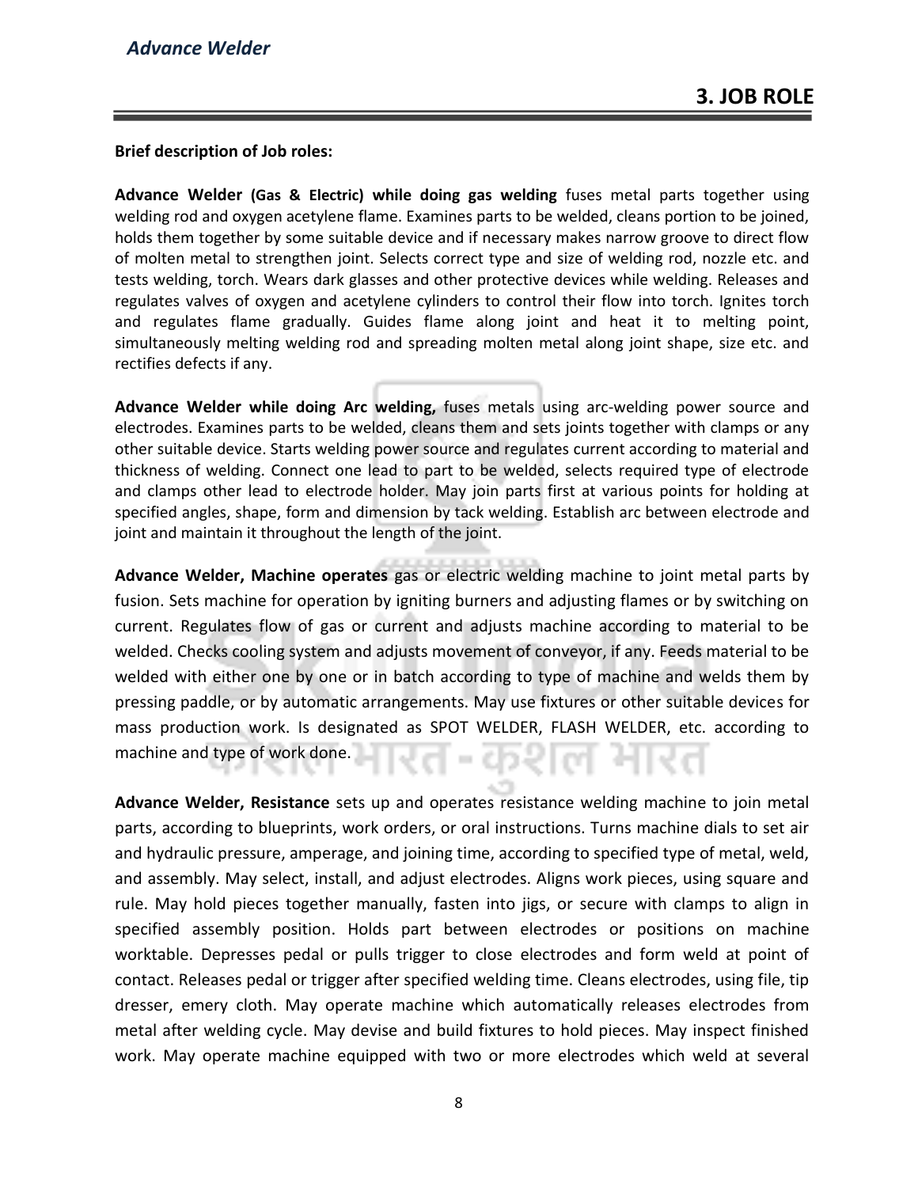## 3. JOB ROLE

**Brief description of Job roles:**

**Advance Welder (Gas & Electric) while doing gas welding** fuses metal parts together using welding rod and oxygen acetylene flame. Examines parts to be welded, cleans portion to be joined, holds them together by some suitable device and if necessary makes narrow groove to direct flow of molten metal to strengthen joint. Selects correct type and size of welding rod, nozzle etc. and tests welding, torch. Wears dark glasses and other protective devices while welding. Releases and regulates valves of oxygen and acetylene cylinders to control their flow into torch. Ignites torch and regulates flame gradually. Guides flame along joint and heat it to melting point, simultaneously melting welding rod and spreading molten metal along joint shape, size etc. and rectifies defects if any.

**Advance Welder while doing Arc welding,** fuses metals using arc-welding power source and electrodes. Examines parts to be welded, cleans them and sets joints together with clamps or any other suitable device. Starts welding power source and regulates current according to material and thickness of welding. Connect one lead to part to be welded, selects required type of electrode and clamps other lead to electrode holder. May join parts first at various points for holding at specified angles, shape, form and dimension by tack welding. Establish arc between electrode and joint and maintain it throughout the length of the joint.

**Advance Welder, Machine operates** gas or electric welding machine to joint metal parts by fusion. Sets machine for operation by igniting burners and adjusting flames or by switching on current. Regulates flow of gas or current and adjusts machine according to material to be welded. Checks cooling system and adjusts movement of conveyor, if any. Feeds material to be welded with either one by one or in batch according to type of machine and welds them by pressing paddle, or by automatic arrangements. May use fixtures or other suitable devices for mass production work. Is designated as SPOT WELDER, FLASH WELDER, etc. according to machine and type of work done.

**Advance Welder, Resistance** sets up and operates resistance welding machine to join metal parts, according to blueprints, work orders, or oral instructions. Turns machine dials to set air and hydraulic pressure, amperage, and joining time, according to specified type of metal, weld, and assembly. May select, install, and adjust electrodes. Aligns work pieces, using square and rule. May hold pieces together manually, fasten into jigs, or secure with clamps to align in specified assembly position. Holds part between electrodes or positions on machine worktable. Depresses pedal or pulls trigger to close electrodes and form weld at point of contact. Releases pedal or trigger after specified welding time. Cleans electrodes, using file, tip dresser, emery cloth. May operate machine which automatically releases electrodes from metal after welding cycle. May devise and build fixtures to hold pieces. May inspect finished work. May operate machine equipped with two or more electrodes which weld at several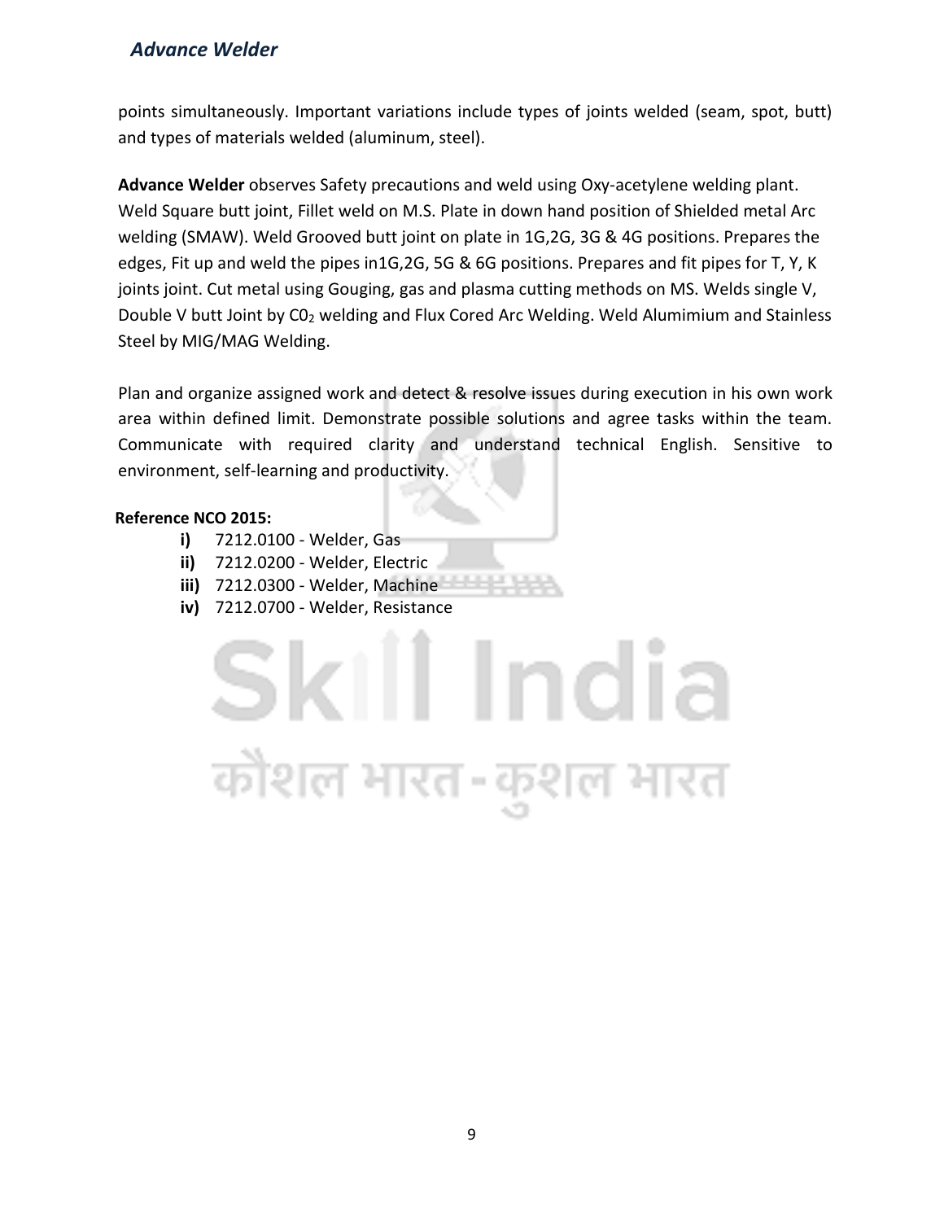points simultaneously. Important variations include types of joints welded (seam, spot, butt) and types of materials welded (aluminum, steel).

**Advance Welder** observes Safety precautions and weld using Oxy-acetylene welding plant. Weld Square butt joint, Fillet weld on M.S. Plate in down hand position of Shielded metal Arc welding (SMAW). Weld Grooved butt joint on plate in 1G,2G, 3G & 4G positions. Prepares the edges, Fit up and weld the pipes in1G,2G, 5G & 6G positions. Prepares and fit pipes for T, Y, K joints joint. Cut metal using Gouging, gas and plasma cutting methods on MS. Welds single V, Double V butt Joint by $C0_2$ welding and Flux Cored Arc Welding. Weld Alumimium and Stainless Steel by MIG/MAG Welding.

Plan and organize assigned work and detect & resolve issues during execution in his own work area within defined limit. Demonstrate possible solutions and agree tasks within the team. Communicate with required clarity and understand technical English. Sensitive to environment, self-learning and productivity.

**Reference NCO 2015:**

- **i)** 7212.0100 - Welder, Gas
- **ii)** 7212.0200 - Welder, Electric
- **iii)** 7212.0300 - Welder, Machine
- **iv)** 7212.0700 - Welder, Resistance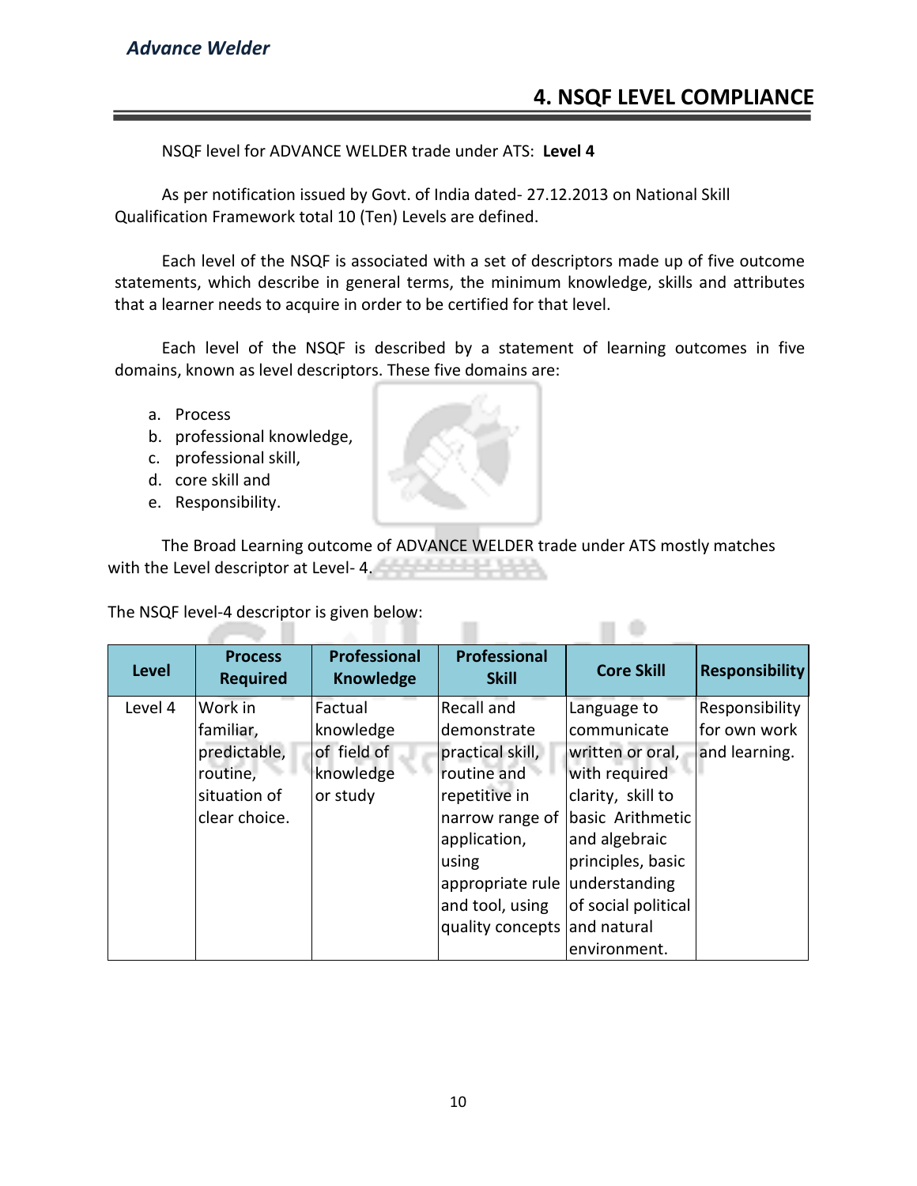## 4. NSQF LEVEL COMPLIANCE

NSQF level for ADVANCE WELDER trade under ATS: **Level 4**

As per notification issued by Govt. of India dated- 27.12.2013 on National Skill Qualification Framework total 10 (Ten) Levels are defined.

Each level of the NSQF is associated with a set of descriptors made up of five outcome statements, which describe in general terms, the minimum knowledge, skills and attributes that a learner needs to acquire in order to be certified for that level.

Each level of the NSQF is described by a statement of learning outcomes in five domains, known as level descriptors. These five domains are:

a. Process
b. professional knowledge,
c. professional skill,
d. core skill and
e. Responsibility.

The Broad Learning outcome of ADVANCE WELDER trade under ATS mostly matches with the Level descriptor at Level- 4.

The NSQF level-4 descriptor is given below:

| Level | Process Required | Professional Knowledge | Professional Skill | Core Skill | Responsibility |
|---|---|---|---|---|---|
| Level 4 | Work in familiar, predictable, routine, situation of clear choice. | Factual knowledge of field of knowledge or study | Recall and demonstrate practical skill, routine and repetitive in narrow range of application, using appropriate rule and tool, using quality concepts | Language to communicate written or oral, with required clarity, skill to basic Arithmetic and algebraic principles, basic understanding of social political and natural environment. | Responsibility for own work and learning. |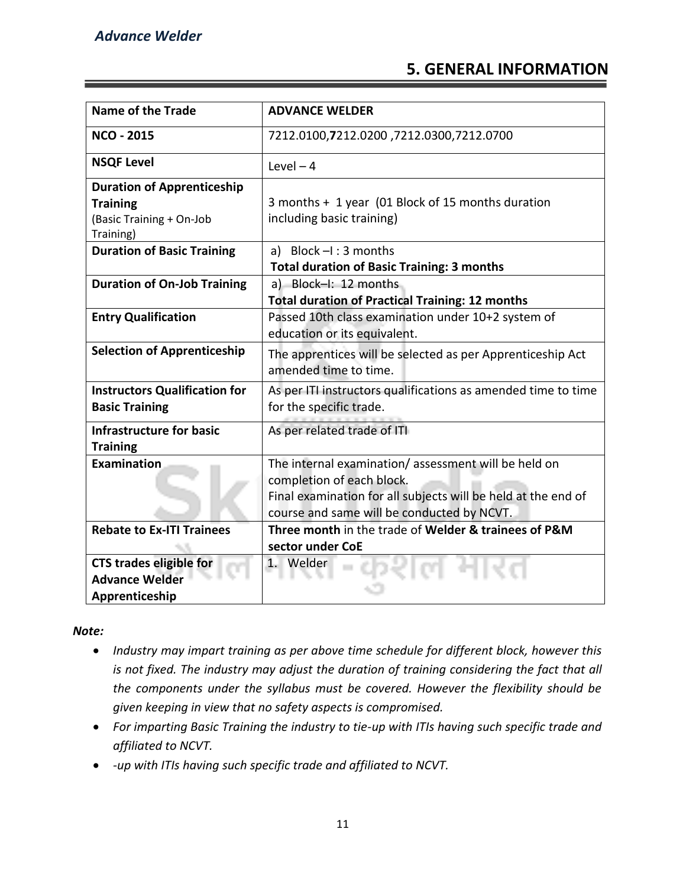## 5. GENERAL INFORMATION

| | |
|---|---|
| **Name of the Trade** | **ADVANCE WELDER** |
| **NCO - 2015** | 7212.0100,**7**212.0200 ,7212.0300,7212.0700 |
| **NSQF Level** | Level – 4 |
| **Duration of Apprenticeship Training** (Basic Training + On-Job Training) | 3 months + 1 year (01 Block of 15 months duration including basic training) |
| **Duration of Basic Training** | a) Block –I : 3 months<br>**Total duration of Basic Training: 3 months** |
| **Duration of On-Job Training** | a) Block–I: 12 months<br>**Total duration of Practical Training: 12 months** |
| **Entry Qualification** | Passed 10th class examination under 10+2 system of education or its equivalent. |
| **Selection of Apprenticeship** | The apprentices will be selected as per Apprenticeship Act amended time to time. |
| **Instructors Qualification for Basic Training** | As per ITI instructors qualifications as amended time to time for the specific trade. |
| **Infrastructure for basic Training** | As per related trade of ITI |
| **Examination** | The internal examination/ assessment will be held on completion of each block.<br>Final examination for all subjects will be held at the end of course and same will be conducted by NCVT. |
| **Rebate to Ex-ITI Trainees** | **Three month** in the trade of **Welder & trainees of P&M sector under CoE** |
| **CTS trades eligible for Advance Welder Apprenticeship** | 1. Welder |

***Note:***

- *Industry may impart training as per above time schedule for different block, however this is not fixed. The industry may adjust the duration of training considering the fact that all the components under the syllabus must be covered. However the flexibility should be given keeping in view that no safety aspects is compromised.*
- *For imparting Basic Training the industry to tie-up with ITIs having such specific trade and affiliated to NCVT.*
- *-up with ITIs having such specific trade and affiliated to NCVT.*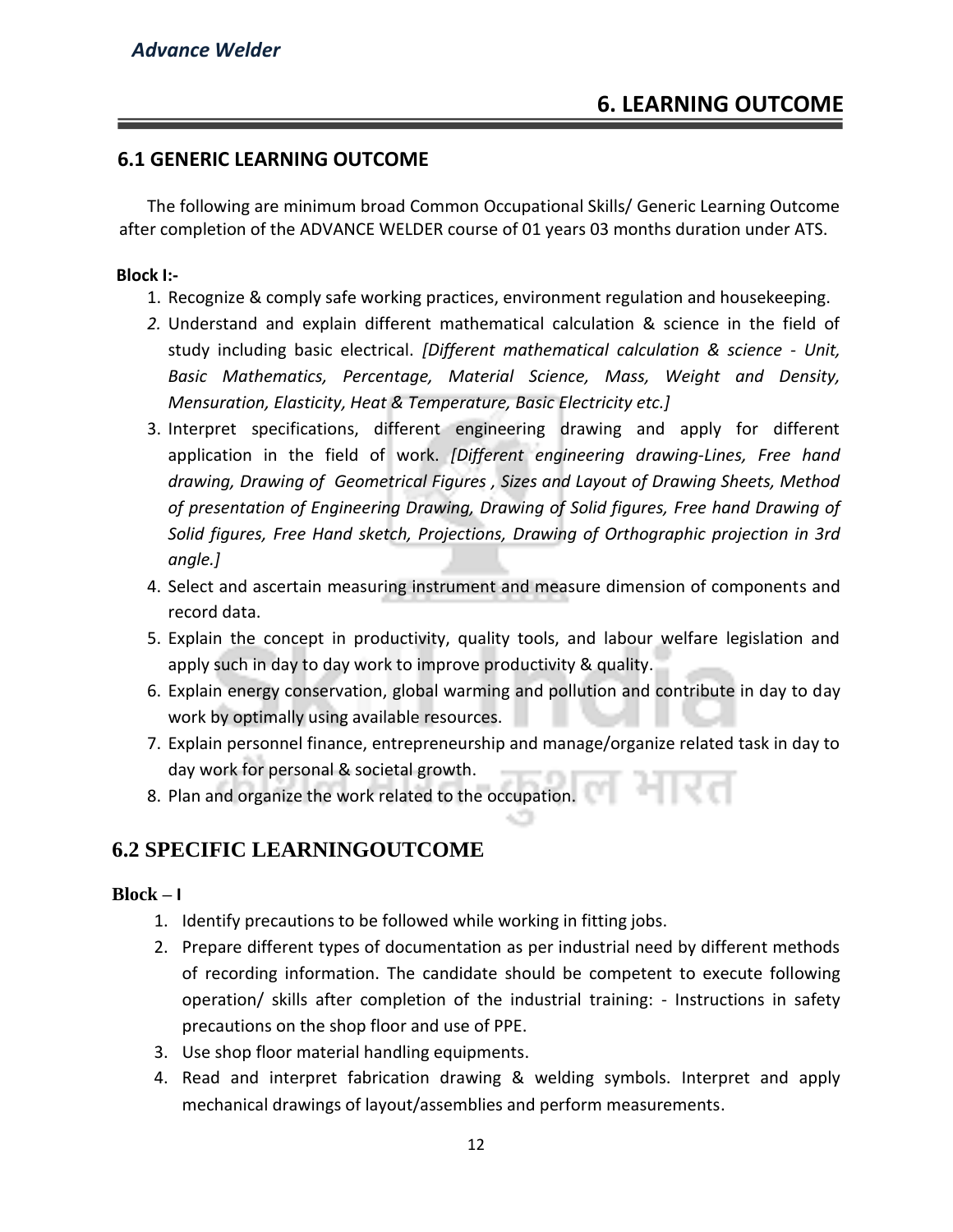# 6. LEARNING OUTCOME

## 6.1 GENERIC LEARNING OUTCOME

The following are minimum broad Common Occupational Skills/ Generic Learning Outcome after completion of the ADVANCE WELDER course of 01 years 03 months duration under ATS.

**Block I:-**

1. Recognize & comply safe working practices, environment regulation and housekeeping.
2. Understand and explain different mathematical calculation & science in the field of study including basic electrical. *[Different mathematical calculation & science - Unit, Basic Mathematics, Percentage, Material Science, Mass, Weight and Density, Mensuration, Elasticity, Heat & Temperature, Basic Electricity etc.]*
3. Interpret specifications, different engineering drawing and apply for different application in the field of work. *[Different engineering drawing-Lines, Free hand drawing, Drawing of Geometrical Figures , Sizes and Layout of Drawing Sheets, Method of presentation of Engineering Drawing, Drawing of Solid figures, Free hand Drawing of Solid figures, Free Hand sketch, Projections, Drawing of Orthographic projection in 3rd angle.]*
4. Select and ascertain measuring instrument and measure dimension of components and record data.
5. Explain the concept in productivity, quality tools, and labour welfare legislation and apply such in day to day work to improve productivity & quality.
6. Explain energy conservation, global warming and pollution and contribute in day to day work by optimally using available resources.
7. Explain personnel finance, entrepreneurship and manage/organize related task in day to day work for personal & societal growth.
8. Plan and organize the work related to the occupation.

## 6.2 SPECIFIC LEARNINGOUTCOME

**Block – I**

1. Identify precautions to be followed while working in fitting jobs.
2. Prepare different types of documentation as per industrial need by different methods of recording information. The candidate should be competent to execute following operation/ skills after completion of the industrial training: - Instructions in safety precautions on the shop floor and use of PPE.
3. Use shop floor material handling equipments.
4. Read and interpret fabrication drawing & welding symbols. Interpret and apply mechanical drawings of layout/assemblies and perform measurements.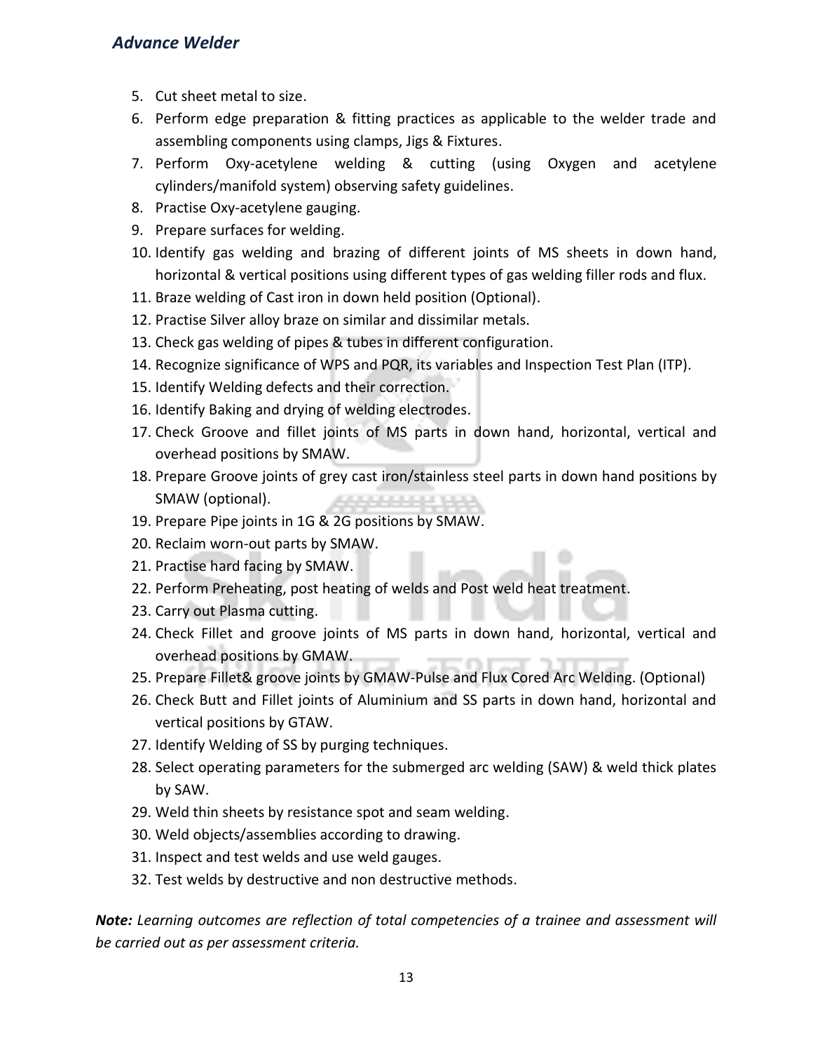5. Cut sheet metal to size.
6. Perform edge preparation & fitting practices as applicable to the welder trade and assembling components using clamps, Jigs & Fixtures.
7. Perform Oxy-acetylene welding & cutting (using Oxygen and acetylene cylinders/manifold system) observing safety guidelines.
8. Practise Oxy-acetylene gauging.
9. Prepare surfaces for welding.
10. Identify gas welding and brazing of different joints of MS sheets in down hand, horizontal & vertical positions using different types of gas welding filler rods and flux.
11. Braze welding of Cast iron in down held position (Optional).
12. Practise Silver alloy braze on similar and dissimilar metals.
13. Check gas welding of pipes & tubes in different configuration.
14. Recognize significance of WPS and PQR, its variables and Inspection Test Plan (ITP).
15. Identify Welding defects and their correction.
16. Identify Baking and drying of welding electrodes.
17. Check Groove and fillet joints of MS parts in down hand, horizontal, vertical and overhead positions by SMAW.
18. Prepare Groove joints of grey cast iron/stainless steel parts in down hand positions by SMAW (optional).
19. Prepare Pipe joints in 1G & 2G positions by SMAW.
20. Reclaim worn-out parts by SMAW.
21. Practise hard facing by SMAW.
22. Perform Preheating, post heating of welds and Post weld heat treatment.
23. Carry out Plasma cutting.
24. Check Fillet and groove joints of MS parts in down hand, horizontal, vertical and overhead positions by GMAW.
25. Prepare Fillet& groove joints by GMAW-Pulse and Flux Cored Arc Welding. (Optional)
26. Check Butt and Fillet joints of Aluminium and SS parts in down hand, horizontal and vertical positions by GTAW.
27. Identify Welding of SS by purging techniques.
28. Select operating parameters for the submerged arc welding (SAW) & weld thick plates by SAW.
29. Weld thin sheets by resistance spot and seam welding.
30. Weld objects/assemblies according to drawing.
31. Inspect and test welds and use weld gauges.
32. Test welds by destructive and non destructive methods.

***Note:*** *Learning outcomes are reflection of total competencies of a trainee and assessment will be carried out as per assessment criteria.*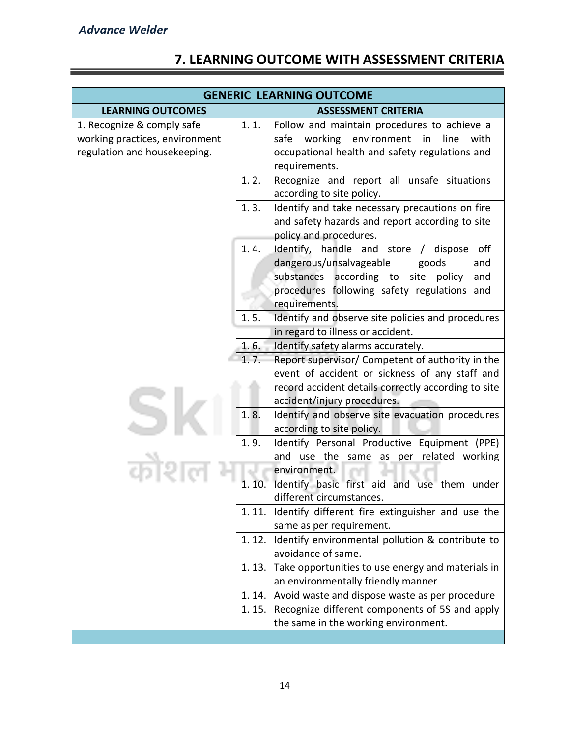## 7. LEARNING OUTCOME WITH ASSESSMENT CRITERIA

| GENERIC LEARNING OUTCOME | |
|---|---|
| **LEARNING OUTCOMES** | **ASSESSMENT CRITERIA** |
| 1. Recognize & comply safe working practices, environment regulation and housekeeping. | 1. 1. Follow and maintain procedures to achieve a safe working environment in line with occupational health and safety regulations and requirements. |
| | 1. 2. Recognize and report all unsafe situations according to site policy. |
| | 1. 3. Identify and take necessary precautions on fire and safety hazards and report according to site policy and procedures. |
| | 1. 4. Identify, handle and store / dispose off dangerous/unsalvageable goods and substances according to site policy and procedures following safety regulations and requirements. |
| | 1. 5. Identify and observe site policies and procedures in regard to illness or accident. |
| | 1. 6. Identify safety alarms accurately. |
| | 1. 7. Report supervisor/ Competent of authority in the event of accident or sickness of any staff and record accident details correctly according to site accident/injury procedures. |
| | 1. 8. Identify and observe site evacuation procedures according to site policy. |
| | 1. 9. Identify Personal Productive Equipment (PPE) and use the same as per related working environment. |
| | 1. 10. Identify basic first aid and use them under different circumstances. |
| | 1. 11. Identify different fire extinguisher and use the same as per requirement. |
| | 1. 12. Identify environmental pollution & contribute to avoidance of same. |
| | 1. 13. Take opportunities to use energy and materials in an environmentally friendly manner |
| | 1. 14. Avoid waste and dispose waste as per procedure |
| | 1. 15. Recognize different components of 5S and apply the same in the working environment. |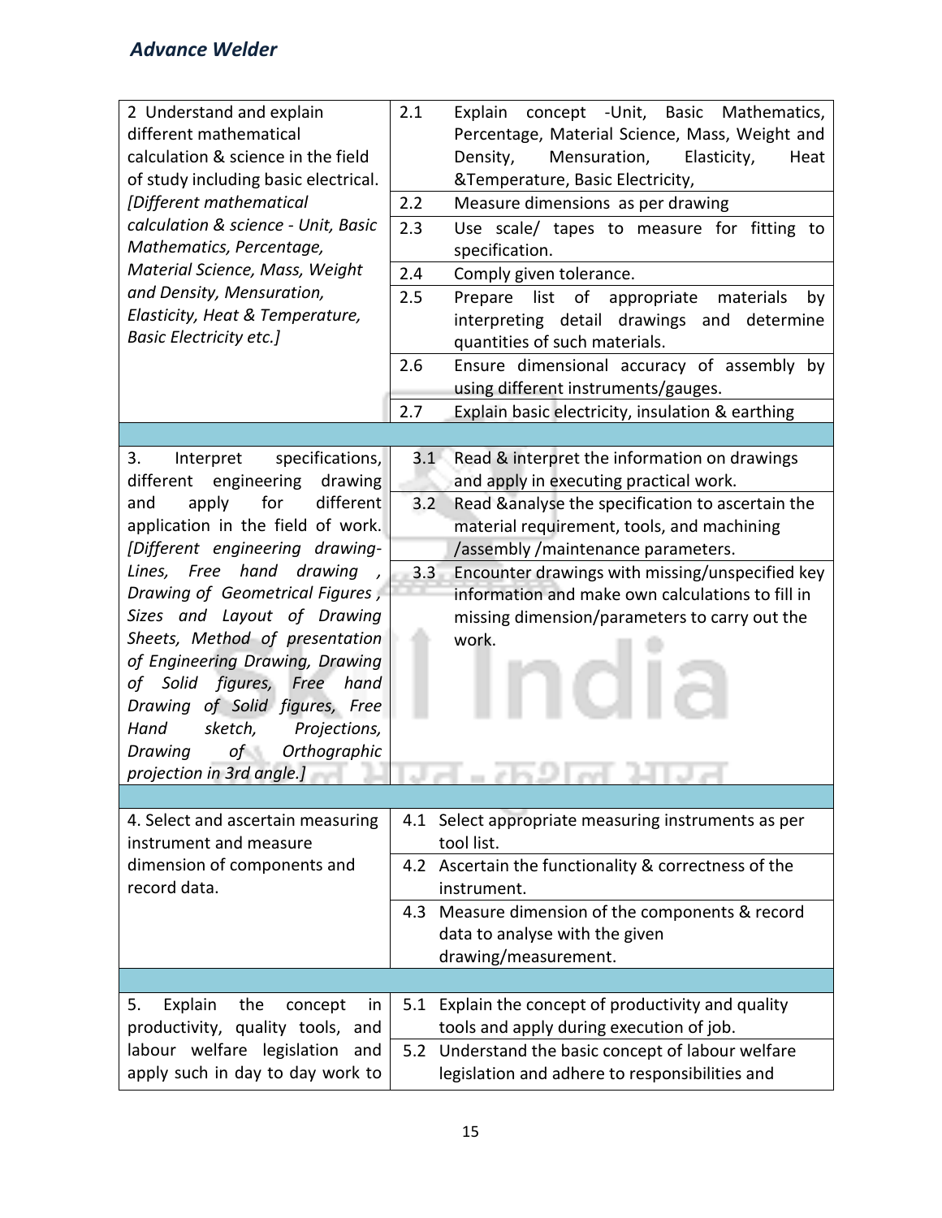| | |
|---|---|
| 2 Understand and explain different mathematical calculation & science in the field of study including basic electrical. *[Different mathematical calculation & science - Unit, Basic Mathematics, Percentage, Material Science, Mass, Weight and Density, Mensuration, Elasticity, Heat & Temperature, Basic Electricity etc.]* | 2.1 Explain concept -Unit, Basic Mathematics, Percentage, Material Science, Mass, Weight and Density, Mensuration, Elasticity, Heat &Temperature, Basic Electricity, |
| | 2.2 Measure dimensions as per drawing |
| | 2.3 Use scale/ tapes to measure for fitting to specification. |
| | 2.4 Comply given tolerance. |
| | 2.5 Prepare list of appropriate materials by interpreting detail drawings and determine quantities of such materials. |
| | 2.6 Ensure dimensional accuracy of assembly by using different instruments/gauges. |
| | 2.7 Explain basic electricity, insulation & earthing |
| | |
| 3. Interpret specifications, different engineering drawing and apply for different application in the field of work. *[Different engineering drawing- Lines, Free hand drawing , Drawing of Geometrical Figures , Sizes and Layout of Drawing Sheets, Method of presentation of Engineering Drawing, Drawing of Solid figures, Free hand Drawing of Solid figures, Free Hand sketch, Projections, Drawing of Orthographic projection in 3rd angle.]* | 3.1 Read & interpret the information on drawings and apply in executing practical work. |
| | 3.2 Read &analyse the specification to ascertain the material requirement, tools, and machining /assembly /maintenance parameters. |
| | 3.3 Encounter drawings with missing/unspecified key information and make own calculations to fill in missing dimension/parameters to carry out the work. |
| | |
| 4. Select and ascertain measuring instrument and measure dimension of components and record data. | 4.1 Select appropriate measuring instruments as per tool list. |
| | 4.2 Ascertain the functionality & correctness of the instrument. |
| | 4.3 Measure dimension of the components & record data to analyse with the given drawing/measurement. |
| | |
| 5. Explain the concept in productivity, quality tools, and labour welfare legislation and apply such in day to day work to | 5.1 Explain the concept of productivity and quality tools and apply during execution of job. |
| | 5.2 Understand the basic concept of labour welfare legislation and adhere to responsibilities and |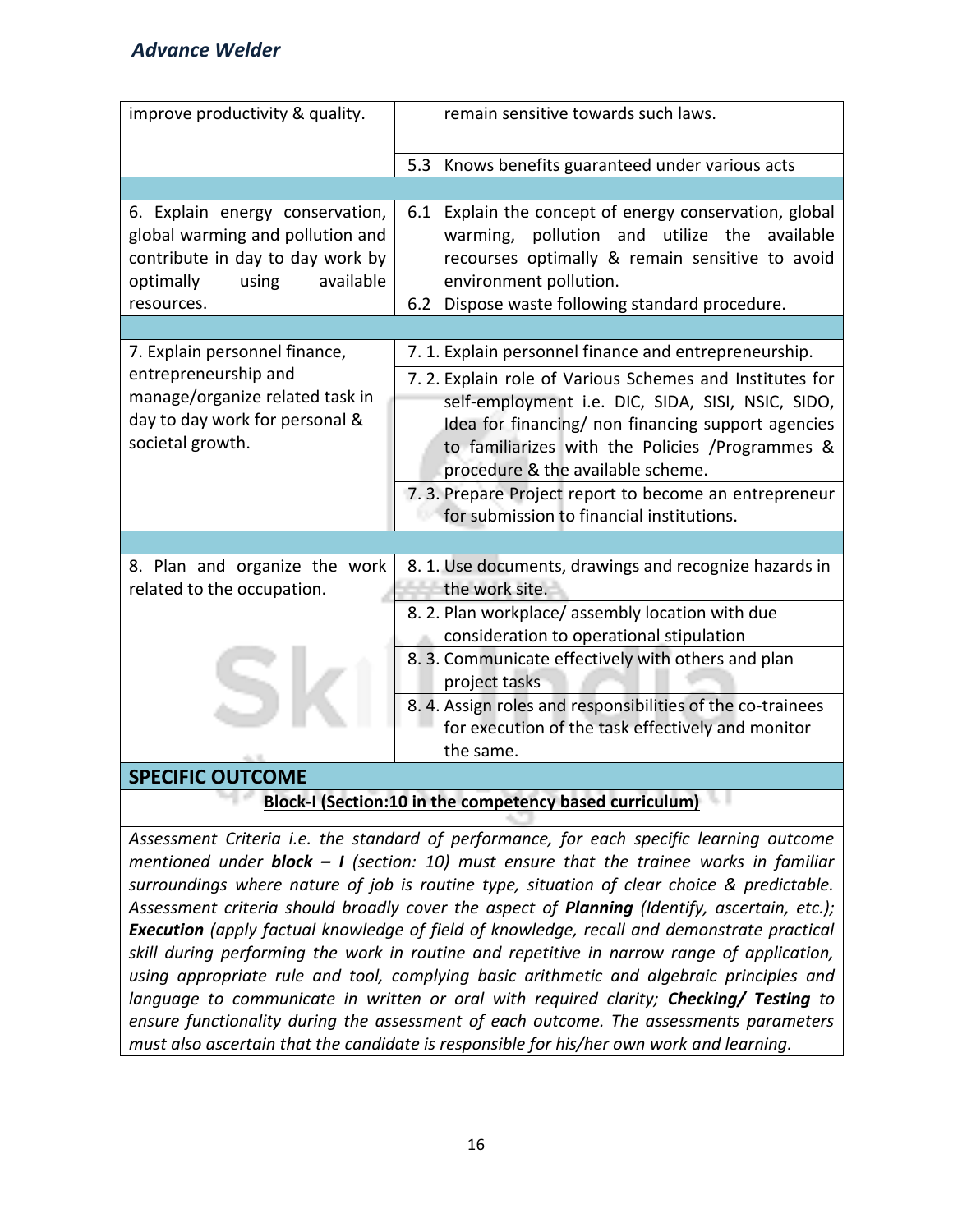| | |
|---|---|
| improve productivity & quality. | remain sensitive towards such laws. |
| | 5.3 Knows benefits guaranteed under various acts |
| | |
| 6. Explain energy conservation, global warming and pollution and contribute in day to day work by optimally using available resources. | 6.1 Explain the concept of energy conservation, global warming, pollution and utilize the available recourses optimally & remain sensitive to avoid environment pollution. |
| | 6.2 Dispose waste following standard procedure. |
| | |
| 7. Explain personnel finance, entrepreneurship and manage/organize related task in day to day work for personal & societal growth. | 7. 1. Explain personnel finance and entrepreneurship. |
| | 7. 2. Explain role of Various Schemes and Institutes for self-employment i.e. DIC, SIDA, SISI, NSIC, SIDO, Idea for financing/ non financing support agencies to familiarizes with the Policies /Programmes & procedure & the available scheme. |
| | 7. 3. Prepare Project report to become an entrepreneur for submission to financial institutions. |
| | |
| 8. Plan and organize the work related to the occupation. | 8. 1. Use documents, drawings and recognize hazards in the work site. |
| | 8. 2. Plan workplace/ assembly location with due consideration to operational stipulation |
| | 8. 3. Communicate effectively with others and plan project tasks |
| | 8. 4. Assign roles and responsibilities of the co-trainees for execution of the task effectively and monitor the same. |

## SPECIFIC OUTCOME

**Block-I (Section:10 in the competency based curriculum)**

*Assessment Criteria i.e. the standard of performance, for each specific learning outcome mentioned under **block – I** (section: 10) must ensure that the trainee works in familiar surroundings where nature of job is routine type, situation of clear choice & predictable. Assessment criteria should broadly cover the aspect of **Planning** (Identify, ascertain, etc.); **Execution** (apply factual knowledge of field of knowledge, recall and demonstrate practical skill during performing the work in routine and repetitive in narrow range of application, using appropriate rule and tool, complying basic arithmetic and algebraic principles and language to communicate in written or oral with required clarity; **Checking/ Testing** to ensure functionality during the assessment of each outcome. The assessments parameters must also ascertain that the candidate is responsible for his/her own work and learning.*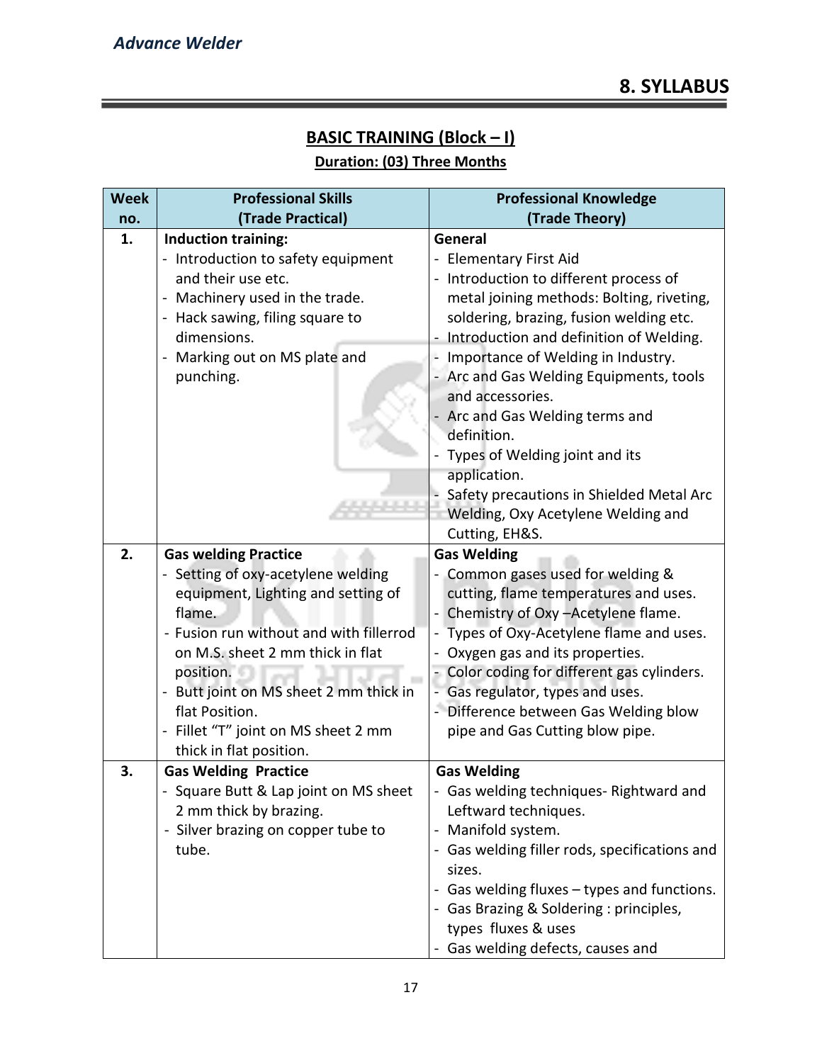## 8. SYLLABUS

### BASIC TRAINING (Block – I)

**Duration: (03) Three Months**

| Week no. | Professional Skills (Trade Practical) | Professional Knowledge (Trade Theory) |
|---|---|---|
| 1. | **Induction training:**<br>- Introduction to safety equipment and their use etc.<br>- Machinery used in the trade.<br>- Hack sawing, filing square to dimensions.<br>- Marking out on MS plate and punching. | **General**<br>- Elementary First Aid<br>- Introduction to different process of metal joining methods: Bolting, riveting, soldering, brazing, fusion welding etc.<br>- Introduction and definition of Welding.<br>- Importance of Welding in Industry.<br>- Arc and Gas Welding Equipments, tools and accessories.<br>- Arc and Gas Welding terms and definition.<br>- Types of Welding joint and its application.<br>- Safety precautions in Shielded Metal Arc Welding, Oxy Acetylene Welding and Cutting, EH&S. |
| 2. | **Gas welding Practice**<br>- Setting of oxy-acetylene welding equipment, Lighting and setting of flame.<br>- Fusion run without and with fillerrod on M.S. sheet 2 mm thick in flat position.<br>- Butt joint on MS sheet 2 mm thick in flat Position.<br>- Fillet "T" joint on MS sheet 2 mm thick in flat position. | **Gas Welding**<br>- Common gases used for welding & cutting, flame temperatures and uses.<br>- Chemistry of Oxy –Acetylene flame.<br>- Types of Oxy-Acetylene flame and uses.<br>- Oxygen gas and its properties.<br>- Color coding for different gas cylinders.<br>- Gas regulator, types and uses.<br>- Difference between Gas Welding blow pipe and Gas Cutting blow pipe. |
| 3. | **Gas Welding Practice**<br>- Square Butt & Lap joint on MS sheet 2 mm thick by brazing.<br>- Silver brazing on copper tube to tube. | **Gas Welding**<br>- Gas welding techniques- Rightward and Leftward techniques.<br>- Manifold system.<br>- Gas welding filler rods, specifications and sizes.<br>- Gas welding fluxes – types and functions.<br>- Gas Brazing & Soldering : principles, types fluxes & uses<br>- Gas welding defects, causes and |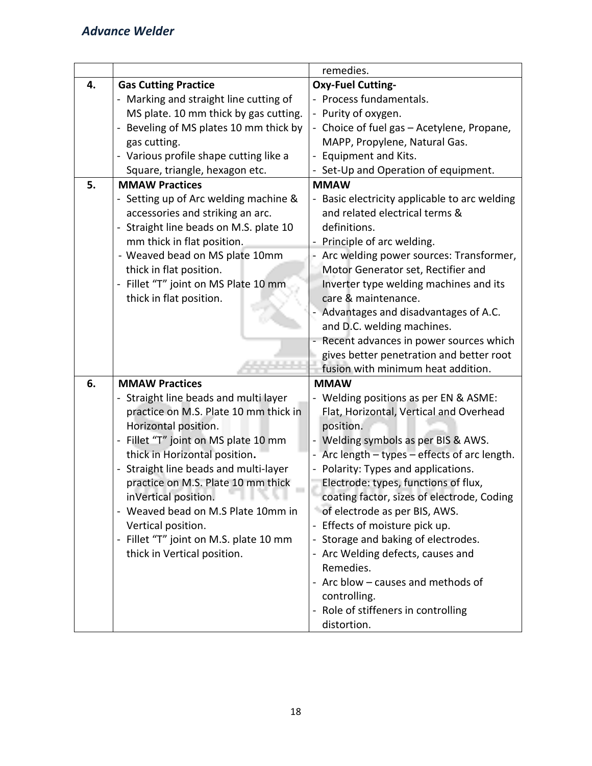| | | |
|---|---|---|
| | | remedies. |
| 4. | **Gas Cutting Practice**<br>- Marking and straight line cutting of MS plate. 10 mm thick by gas cutting.<br>- Beveling of MS plates 10 mm thick by gas cutting.<br>- Various profile shape cutting like a Square, triangle, hexagon etc. | **Oxy-Fuel Cutting-**<br>- Process fundamentals.<br>- Purity of oxygen.<br>- Choice of fuel gas – Acetylene, Propane, MAPP, Propylene, Natural Gas.<br>- Equipment and Kits.<br>- Set-Up and Operation of equipment. |
| 5. | **MMAW Practices**<br>- Setting up of Arc welding machine & accessories and striking an arc.<br>- Straight line beads on M.S. plate 10 mm thick in flat position.<br>- Weaved bead on MS plate 10mm thick in flat position.<br>- Fillet "T" joint on MS Plate 10 mm thick in flat position. | **MMAW**<br>- Basic electricity applicable to arc welding and related electrical terms & definitions.<br>- Principle of arc welding.<br>- Arc welding power sources: Transformer, Motor Generator set, Rectifier and Inverter type welding machines and its care & maintenance.<br>- Advantages and disadvantages of A.C. and D.C. welding machines.<br>- Recent advances in power sources which gives better penetration and better root fusion with minimum heat addition. |
| 6. | **MMAW Practices**<br>- Straight line beads and multi layer practice on M.S. Plate 10 mm thick in Horizontal position.<br>- Fillet "T" joint on MS plate 10 mm thick in Horizontal position**.**<br>- Straight line beads and multi-layer practice on M.S. Plate 10 mm thick inVertical position.<br>- Weaved bead on M.S Plate 10mm in Vertical position.<br>- Fillet "T" joint on M.S. plate 10 mm thick in Vertical position. | **MMAW**<br>- Welding positions as per EN & ASME: Flat, Horizontal, Vertical and Overhead position.<br>- Welding symbols as per BIS & AWS.<br>- Arc length – types – effects of arc length.<br>- Polarity: Types and applications. Electrode: types, functions of flux, coating factor, sizes of electrode, Coding of electrode as per BIS, AWS.<br>- Effects of moisture pick up.<br>- Storage and baking of electrodes.<br>- Arc Welding defects, causes and Remedies.<br>- Arc blow – causes and methods of controlling.<br>- Role of stiffeners in controlling distortion. |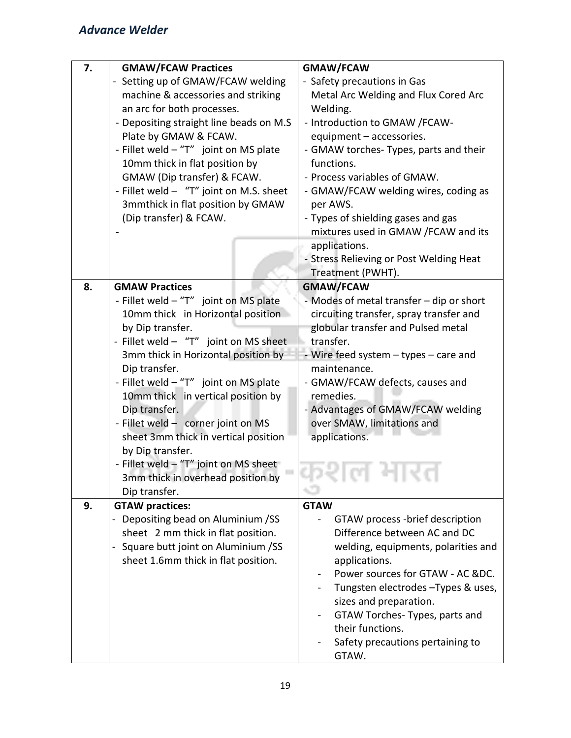| | | |
|---|---|---|
| 7. | **GMAW/FCAW Practices**<br>- Setting up of GMAW/FCAW welding machine & accessories and striking an arc for both processes.<br>- Depositing straight line beads on M.S Plate by GMAW & FCAW.<br>- Fillet weld – "T" joint on MS plate 10mm thick in flat position by GMAW (Dip transfer) & FCAW.<br>- Fillet weld – "T" joint on M.S. sheet 3mmthick in flat position by GMAW (Dip transfer) & FCAW.<br>- | **GMAW/FCAW**<br>- Safety precautions in Gas Metal Arc Welding and Flux Cored Arc Welding.<br>- Introduction to GMAW /FCAW- equipment – accessories.<br>- GMAW torches- Types, parts and their functions.<br>- Process variables of GMAW.<br>- GMAW/FCAW welding wires, coding as per AWS.<br>- Types of shielding gases and gas mixtures used in GMAW /FCAW and its applications.<br>- Stress Relieving or Post Welding Heat Treatment (PWHT). |
| 8. | **GMAW Practices**<br>- Fillet weld – "T" joint on MS plate 10mm thick in Horizontal position by Dip transfer.<br>- Fillet weld – "T" joint on MS sheet 3mm thick in Horizontal position by Dip transfer.<br>- Fillet weld – "T" joint on MS plate 10mm thick in vertical position by Dip transfer.<br>- Fillet weld – corner joint on MS sheet 3mm thick in vertical position by Dip transfer.<br>- Fillet weld – "T" joint on MS sheet 3mm thick in overhead position by Dip transfer. | **GMAW/FCAW**<br>- Modes of metal transfer – dip or short circuiting transfer, spray transfer and globular transfer and Pulsed metal transfer.<br>- Wire feed system – types – care and maintenance.<br>- GMAW/FCAW defects, causes and remedies.<br>- Advantages of GMAW/FCAW welding over SMAW, limitations and applications. |
| 9. | **GTAW practices:**<br>- Depositing bead on Aluminium /SS sheet 2 mm thick in flat position.<br>- Square butt joint on Aluminium /SS sheet 1.6mm thick in flat position. | **GTAW**<br>- GTAW process -brief description Difference between AC and DC welding, equipments, polarities and applications.<br>- Power sources for GTAW - AC &DC.<br>- Tungsten electrodes –Types & uses, sizes and preparation.<br>- GTAW Torches- Types, parts and their functions.<br>- Safety precautions pertaining to GTAW. |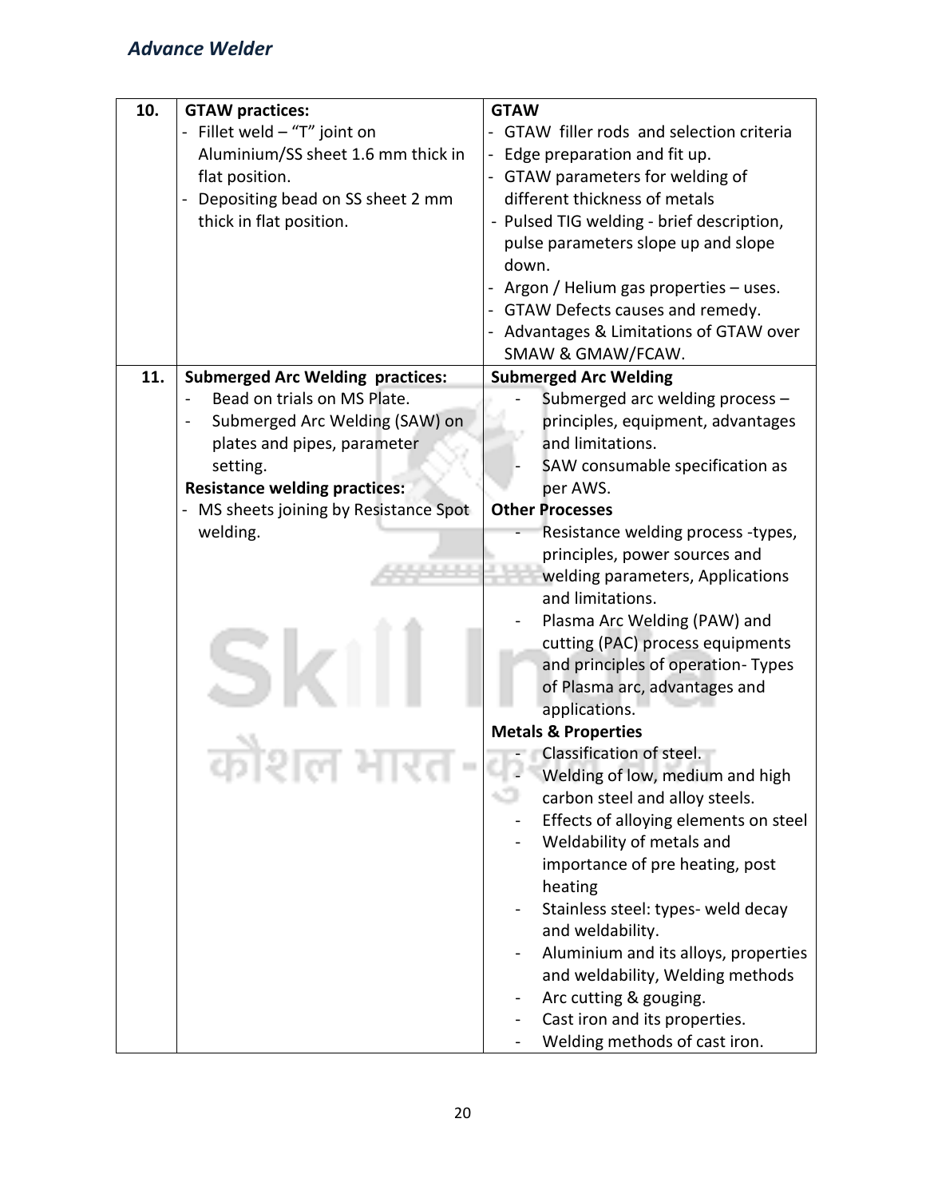| | | |
|---|---|---|
| 10. | **GTAW practices:**<br>- Fillet weld – "T" joint on Aluminium/SS sheet 1.6 mm thick in flat position.<br>- Depositing bead on SS sheet 2 mm thick in flat position. | **GTAW**<br>- GTAW filler rods and selection criteria<br>- Edge preparation and fit up.<br>- GTAW parameters for welding of different thickness of metals<br>- Pulsed TIG welding - brief description, pulse parameters slope up and slope down.<br>- Argon / Helium gas properties – uses.<br>- GTAW Defects causes and remedy.<br>- Advantages & Limitations of GTAW over SMAW & GMAW/FCAW. |
| 11. | **Submerged Arc Welding practices:**<br>- Bead on trials on MS Plate.<br>- Submerged Arc Welding (SAW) on plates and pipes, parameter setting.<br>**Resistance welding practices:**<br>- MS sheets joining by Resistance Spot welding. | **Submerged Arc Welding**<br>- Submerged arc welding process – principles, equipment, advantages and limitations.<br>- SAW consumable specification as per AWS.<br>**Other Processes**<br>- Resistance welding process -types, principles, power sources and welding parameters, Applications and limitations.<br>- Plasma Arc Welding (PAW) and cutting (PAC) process equipments and principles of operation- Types of Plasma arc, advantages and applications.<br>**Metals & Properties**<br>- Classification of steel.<br>- Welding of low, medium and high carbon steel and alloy steels.<br>- Effects of alloying elements on steel<br>- Weldability of metals and importance of pre heating, post heating<br>- Stainless steel: types- weld decay and weldability.<br>- Aluminium and its alloys, properties and weldability, Welding methods<br>- Arc cutting & gouging.<br>- Cast iron and its properties.<br>- Welding methods of cast iron. |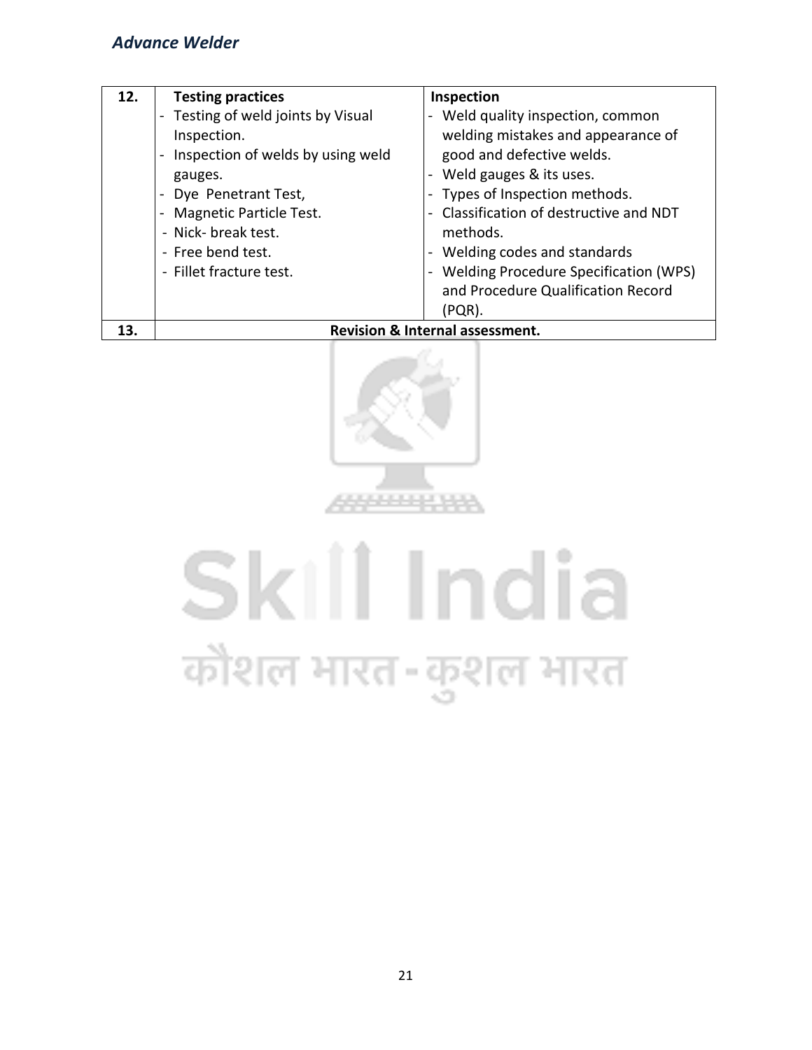| | | |
|---|---|---|
| 12. | **Testing practices**<br>- Testing of weld joints by Visual Inspection.<br>- Inspection of welds by using weld gauges.<br>- Dye Penetrant Test,<br>- Magnetic Particle Test.<br>- Nick- break test.<br>- Free bend test.<br>- Fillet fracture test. | **Inspection**<br>- Weld quality inspection, common welding mistakes and appearance of good and defective welds.<br>- Weld gauges & its uses.<br>- Types of Inspection methods.<br>- Classification of destructive and NDT methods.<br>- Welding codes and standards<br>- Welding Procedure Specification (WPS) and Procedure Qualification Record (PQR). |
| 13. | **Revision & Internal assessment.** | |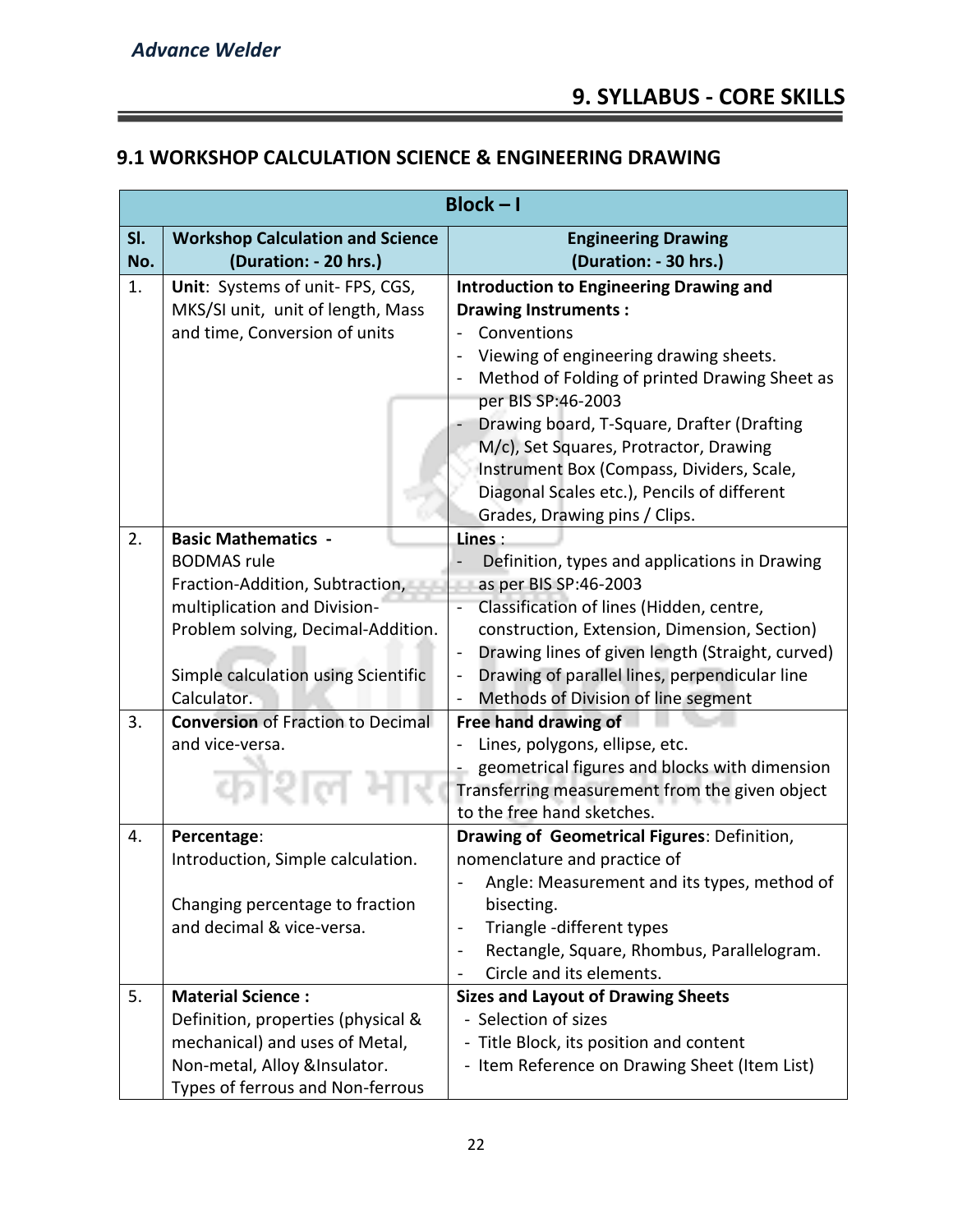## 9. SYLLABUS - CORE SKILLS

### 9.1 WORKSHOP CALCULATION SCIENCE & ENGINEERING DRAWING

| Block – I | | |
|---|---|---|
| **Sl. No.** | **Workshop Calculation and Science (Duration: - 20 hrs.)** | **Engineering Drawing (Duration: - 30 hrs.)** |
| 1. | **Unit**: Systems of unit- FPS, CGS, MKS/SI unit, unit of length, Mass and time, Conversion of units | **Introduction to Engineering Drawing and Drawing Instruments :**<br>- Conventions<br>- Viewing of engineering drawing sheets.<br>- Method of Folding of printed Drawing Sheet as per BIS SP:46-2003<br>- Drawing board, T-Square, Drafter (Drafting M/c), Set Squares, Protractor, Drawing Instrument Box (Compass, Dividers, Scale, Diagonal Scales etc.), Pencils of different Grades, Drawing pins / Clips. |
| 2. | **Basic Mathematics -**<br>BODMAS rule<br>Fraction-Addition, Subtraction, multiplication and Division-Problem solving, Decimal-Addition.<br><br>Simple calculation using Scientific Calculator. | **Lines** :<br>- Definition, types and applications in Drawing as per BIS SP:46-2003<br>- Classification of lines (Hidden, centre, construction, Extension, Dimension, Section)<br>- Drawing lines of given length (Straight, curved)<br>- Drawing of parallel lines, perpendicular line<br>- Methods of Division of line segment |
| 3. | **Conversion** of Fraction to Decimal and vice-versa. | **Free hand drawing of**<br>- Lines, polygons, ellipse, etc.<br>- geometrical figures and blocks with dimension<br>Transferring measurement from the given object to the free hand sketches. |
| 4. | **Percentage**:<br>Introduction, Simple calculation.<br><br>Changing percentage to fraction and decimal & vice-versa. | **Drawing of Geometrical Figures**: Definition, nomenclature and practice of<br>- Angle: Measurement and its types, method of bisecting.<br>- Triangle -different types<br>- Rectangle, Square, Rhombus, Parallelogram.<br>- Circle and its elements. |
| 5. | **Material Science :**<br>Definition, properties (physical & mechanical) and uses of Metal, Non-metal, Alloy &Insulator.<br>Types of ferrous and Non-ferrous | **Sizes and Layout of Drawing Sheets**<br>- Selection of sizes<br>- Title Block, its position and content<br>- Item Reference on Drawing Sheet (Item List) |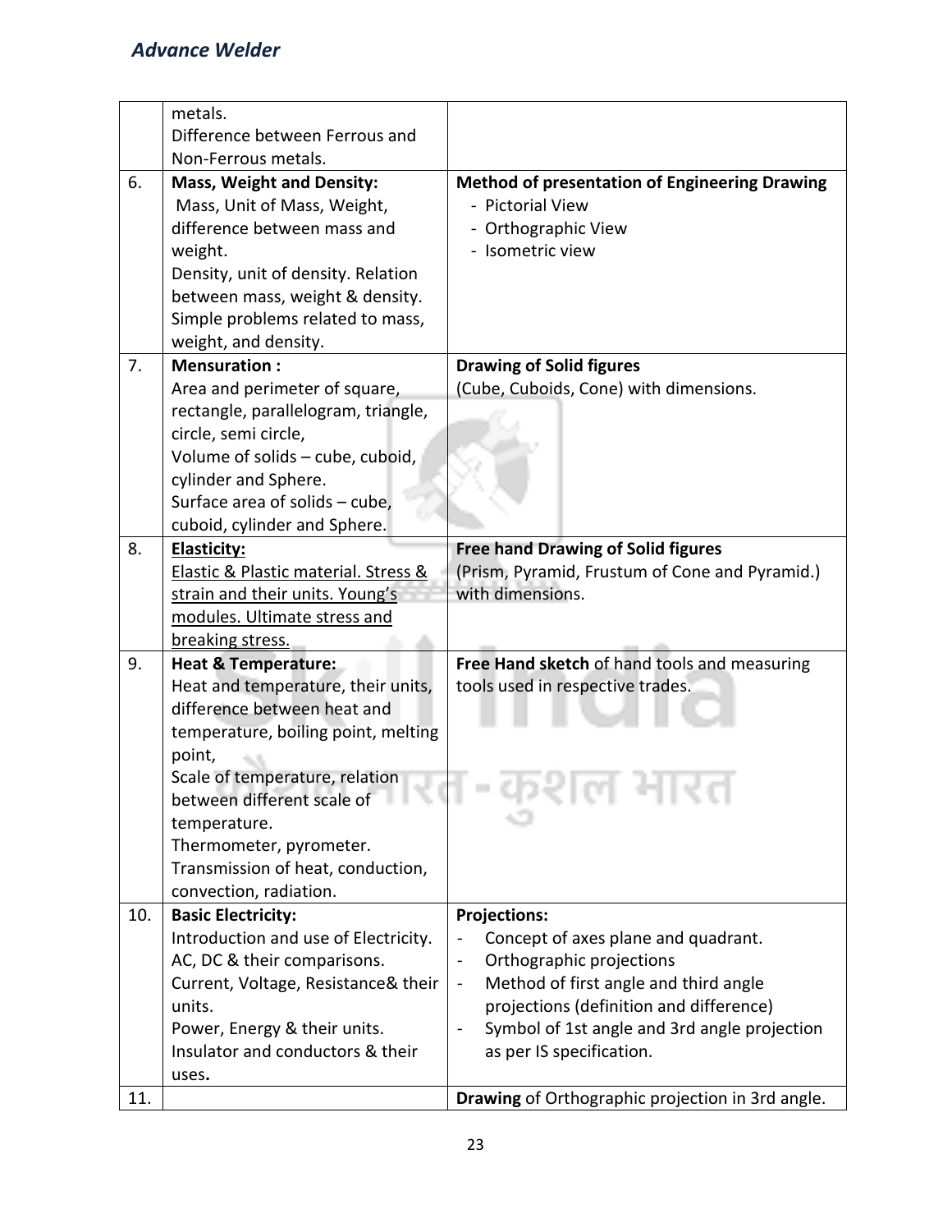| | | |
|---|---|---|
| | metals.<br>Difference between Ferrous and Non-Ferrous metals. | |
| 6. | **Mass, Weight and Density:**<br>Mass, Unit of Mass, Weight, difference between mass and weight.<br>Density, unit of density. Relation between mass, weight & density.<br>Simple problems related to mass, weight, and density. | **Method of presentation of Engineering Drawing**<br>- Pictorial View<br>- Orthographic View<br>- Isometric view |
| 7. | **Mensuration :**<br>Area and perimeter of square, rectangle, parallelogram, triangle, circle, semi circle,<br>Volume of solids – cube, cuboid, cylinder and Sphere.<br>Surface area of solids – cube, cuboid, cylinder and Sphere. | **Drawing of Solid figures**<br>(Cube, Cuboids, Cone) with dimensions. |
| 8. | **Elasticity:**<br>Elastic & Plastic material. Stress & strain and their units. Young's modules. Ultimate stress and breaking stress. | **Free hand Drawing of Solid figures**<br>(Prism, Pyramid, Frustum of Cone and Pyramid.) with dimensions. |
| 9. | **Heat & Temperature:**<br>Heat and temperature, their units, difference between heat and temperature, boiling point, melting point,<br>Scale of temperature, relation between different scale of temperature.<br>Thermometer, pyrometer.<br>Transmission of heat, conduction, convection, radiation. | **Free Hand sketch** of hand tools and measuring tools used in respective trades. |
| 10. | **Basic Electricity:**<br>Introduction and use of Electricity.<br>AC, DC & their comparisons.<br>Current, Voltage, Resistance& their units.<br>Power, Energy & their units.<br>Insulator and conductors & their uses. | **Projections:**<br>- Concept of axes plane and quadrant.<br>- Orthographic projections<br>- Method of first angle and third angle projections (definition and difference)<br>- Symbol of 1st angle and 3rd angle projection as per IS specification. |
| 11. | | **Drawing** of Orthographic projection in 3rd angle. |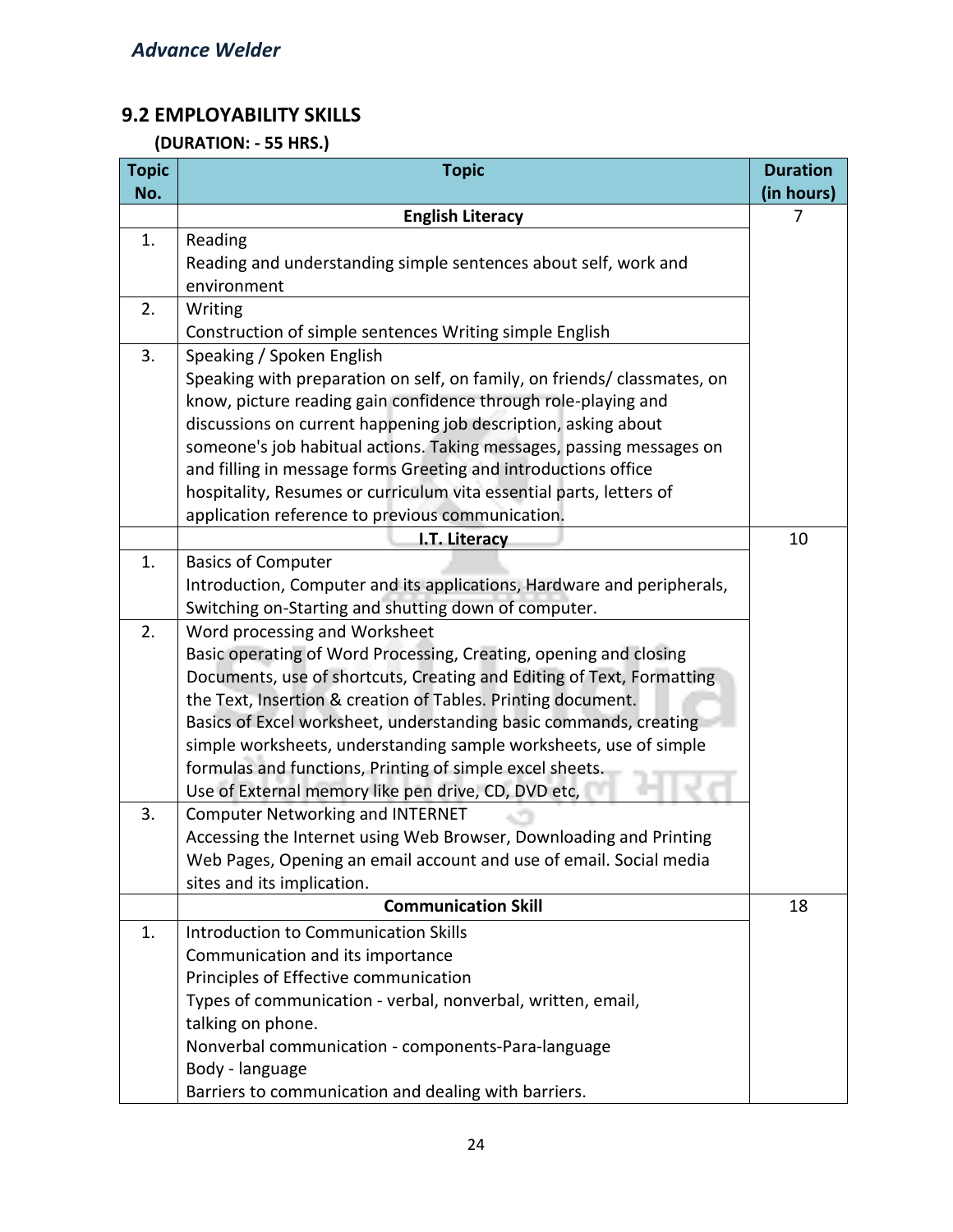## 9.2 EMPLOYABILITY SKILLS

**(DURATION: - 55 HRS.)**

| Topic No. | Topic | Duration (in hours) |
|---|---|---|
| | **English Literacy** | 7 |
| 1. | Reading<br>Reading and understanding simple sentences about self, work and environment | |
| 2. | Writing<br>Construction of simple sentences Writing simple English | |
| 3. | Speaking / Spoken English<br>Speaking with preparation on self, on family, on friends/ classmates, on know, picture reading gain confidence through role-playing and discussions on current happening job description, asking about someone's job habitual actions. Taking messages, passing messages on and filling in message forms Greeting and introductions office hospitality, Resumes or curriculum vita essential parts, letters of application reference to previous communication. | |
| | **I.T. Literacy** | 10 |
| 1. | Basics of Computer<br>Introduction, Computer and its applications, Hardware and peripherals, Switching on-Starting and shutting down of computer. | |
| 2. | Word processing and Worksheet<br>Basic operating of Word Processing, Creating, opening and closing Documents, use of shortcuts, Creating and Editing of Text, Formatting the Text, Insertion & creation of Tables. Printing document.<br>Basics of Excel worksheet, understanding basic commands, creating simple worksheets, understanding sample worksheets, use of simple formulas and functions, Printing of simple excel sheets.<br>Use of External memory like pen drive, CD, DVD etc, | |
| 3. | Computer Networking and INTERNET<br>Accessing the Internet using Web Browser, Downloading and Printing Web Pages, Opening an email account and use of email. Social media sites and its implication. | |
| | **Communication Skill** | 18 |
| 1. | Introduction to Communication Skills<br>Communication and its importance<br>Principles of Effective communication<br>Types of communication - verbal, nonverbal, written, email, talking on phone.<br>Nonverbal communication - components-Para-language<br>Body - language<br>Barriers to communication and dealing with barriers. | |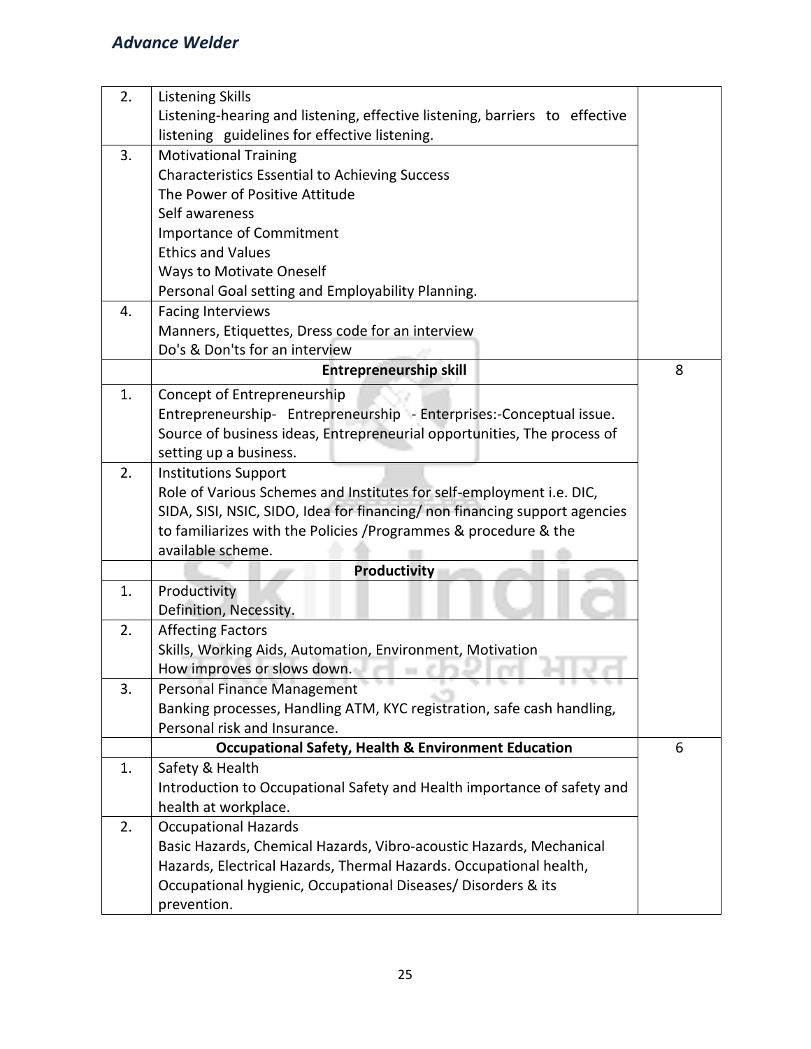| | | |
|---|---|---|
| 2. | Listening Skills<br>Listening-hearing and listening, effective listening, barriers to effective listening guidelines for effective listening. | |
| 3. | Motivational Training<br>Characteristics Essential to Achieving Success<br>The Power of Positive Attitude<br>Self awareness<br>Importance of Commitment<br>Ethics and Values<br>Ways to Motivate Oneself<br>Personal Goal setting and Employability Planning. | |
| 4. | Facing Interviews<br>Manners, Etiquettes, Dress code for an interview<br>Do's & Don'ts for an interview | |
| | **Entrepreneurship skill** | 8 |
| 1. | Concept of Entrepreneurship<br>Entrepreneurship- Entrepreneurship - Enterprises:-Conceptual issue. Source of business ideas, Entrepreneurial opportunities, The process of setting up a business. | |
| 2. | Institutions Support<br>Role of Various Schemes and Institutes for self-employment i.e. DIC, SIDA, SISI, NSIC, SIDO, Idea for financing/ non financing support agencies to familiarizes with the Policies /Programmes & procedure & the available scheme. | |
| | **Productivity** | |
| 1. | Productivity<br>Definition, Necessity. | |
| 2. | Affecting Factors<br>Skills, Working Aids, Automation, Environment, Motivation<br>How improves or slows down. | |
| 3. | Personal Finance Management<br>Banking processes, Handling ATM, KYC registration, safe cash handling, Personal risk and Insurance. | |
| | **Occupational Safety, Health & Environment Education** | 6 |
| 1. | Safety & Health<br>Introduction to Occupational Safety and Health importance of safety and health at workplace. | |
| 2. | Occupational Hazards<br>Basic Hazards, Chemical Hazards, Vibro-acoustic Hazards, Mechanical Hazards, Electrical Hazards, Thermal Hazards. Occupational health, Occupational hygienic, Occupational Diseases/ Disorders & its prevention. | |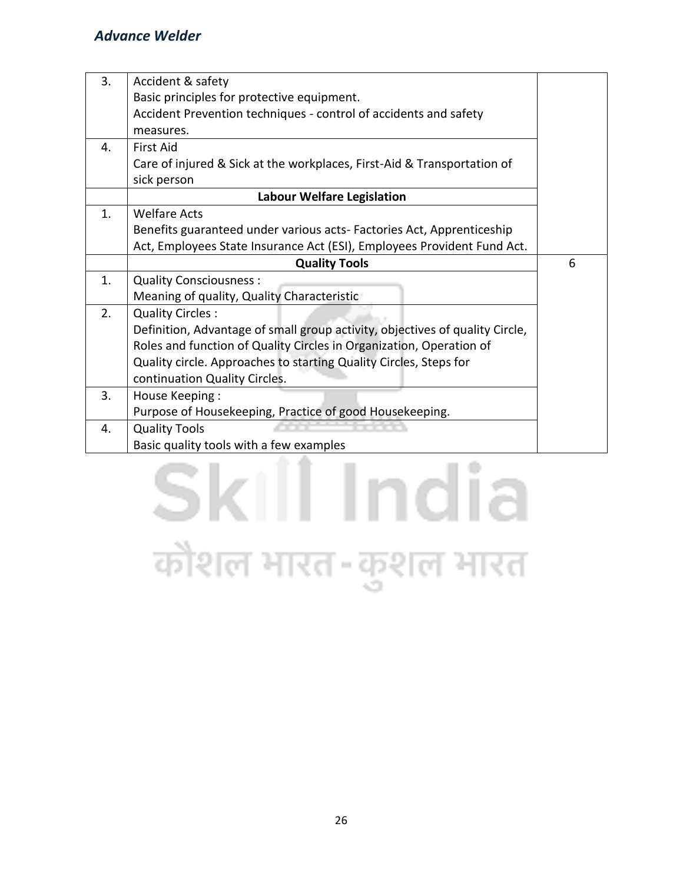| | | |
|---|---|---|
| 3. | Accident & safety<br>Basic principles for protective equipment.<br>Accident Prevention techniques - control of accidents and safety measures. | |
| 4. | First Aid<br>Care of injured & Sick at the workplaces, First-Aid & Transportation of sick person | |
| | **Labour Welfare Legislation** | |
| 1. | Welfare Acts<br>Benefits guaranteed under various acts- Factories Act, Apprenticeship Act, Employees State Insurance Act (ESI), Employees Provident Fund Act. | |
| | **Quality Tools** | 6 |
| 1. | Quality Consciousness :<br>Meaning of quality, Quality Characteristic | |
| 2. | Quality Circles :<br>Definition, Advantage of small group activity, objectives of quality Circle, Roles and function of Quality Circles in Organization, Operation of Quality circle. Approaches to starting Quality Circles, Steps for continuation Quality Circles. | |
| 3. | House Keeping :<br>Purpose of Housekeeping, Practice of good Housekeeping. | |
| 4. | Quality Tools<br>Basic quality tools with a few examples | |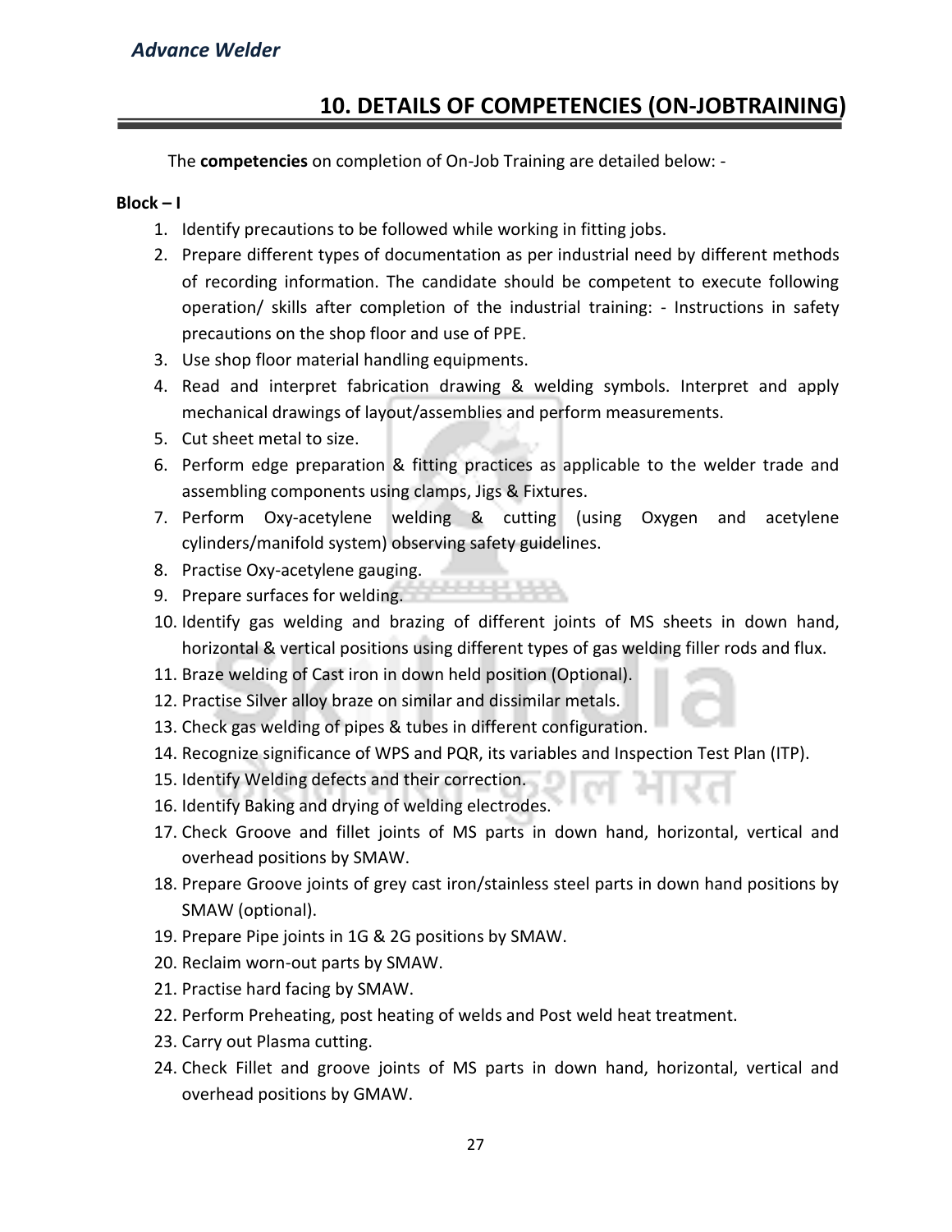## 10. DETAILS OF COMPETENCIES (ON-JOBTRAINING)

The **competencies** on completion of On-Job Training are detailed below: -

**Block – I**

1. Identify precautions to be followed while working in fitting jobs.
2. Prepare different types of documentation as per industrial need by different methods of recording information. The candidate should be competent to execute following operation/ skills after completion of the industrial training: - Instructions in safety precautions on the shop floor and use of PPE.
3. Use shop floor material handling equipments.
4. Read and interpret fabrication drawing & welding symbols. Interpret and apply mechanical drawings of layout/assemblies and perform measurements.
5. Cut sheet metal to size.
6. Perform edge preparation & fitting practices as applicable to the welder trade and assembling components using clamps, Jigs & Fixtures.
7. Perform Oxy-acetylene welding & cutting (using Oxygen and acetylene cylinders/manifold system) observing safety guidelines.
8. Practise Oxy-acetylene gauging.
9. Prepare surfaces for welding.
10. Identify gas welding and brazing of different joints of MS sheets in down hand, horizontal & vertical positions using different types of gas welding filler rods and flux.
11. Braze welding of Cast iron in down held position (Optional).
12. Practise Silver alloy braze on similar and dissimilar metals.
13. Check gas welding of pipes & tubes in different configuration.
14. Recognize significance of WPS and PQR, its variables and Inspection Test Plan (ITP).
15. Identify Welding defects and their correction.
16. Identify Baking and drying of welding electrodes.
17. Check Groove and fillet joints of MS parts in down hand, horizontal, vertical and overhead positions by SMAW.
18. Prepare Groove joints of grey cast iron/stainless steel parts in down hand positions by SMAW (optional).
19. Prepare Pipe joints in 1G & 2G positions by SMAW.
20. Reclaim worn-out parts by SMAW.
21. Practise hard facing by SMAW.
22. Perform Preheating, post heating of welds and Post weld heat treatment.
23. Carry out Plasma cutting.
24. Check Fillet and groove joints of MS parts in down hand, horizontal, vertical and overhead positions by GMAW.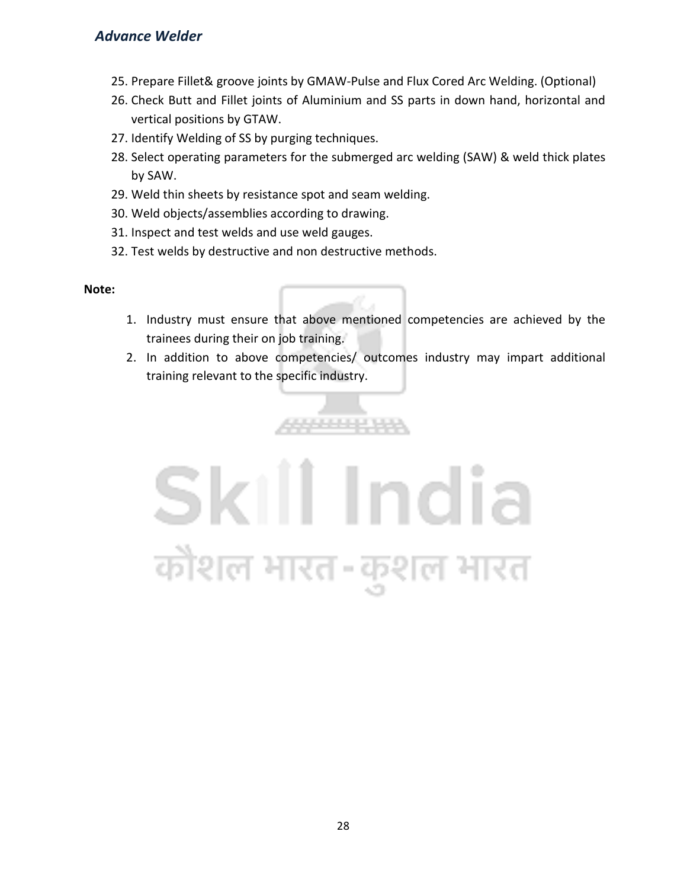25. Prepare Fillet& groove joints by GMAW-Pulse and Flux Cored Arc Welding. (Optional)
26. Check Butt and Fillet joints of Aluminium and SS parts in down hand, horizontal and vertical positions by GTAW.
27. Identify Welding of SS by purging techniques.
28. Select operating parameters for the submerged arc welding (SAW) & weld thick plates by SAW.
29. Weld thin sheets by resistance spot and seam welding.
30. Weld objects/assemblies according to drawing.
31. Inspect and test welds and use weld gauges.
32. Test welds by destructive and non destructive methods.

**Note:**

1. Industry must ensure that above mentioned competencies are achieved by the trainees during their on job training.
2. In addition to above competencies/ outcomes industry may impart additional training relevant to the specific industry.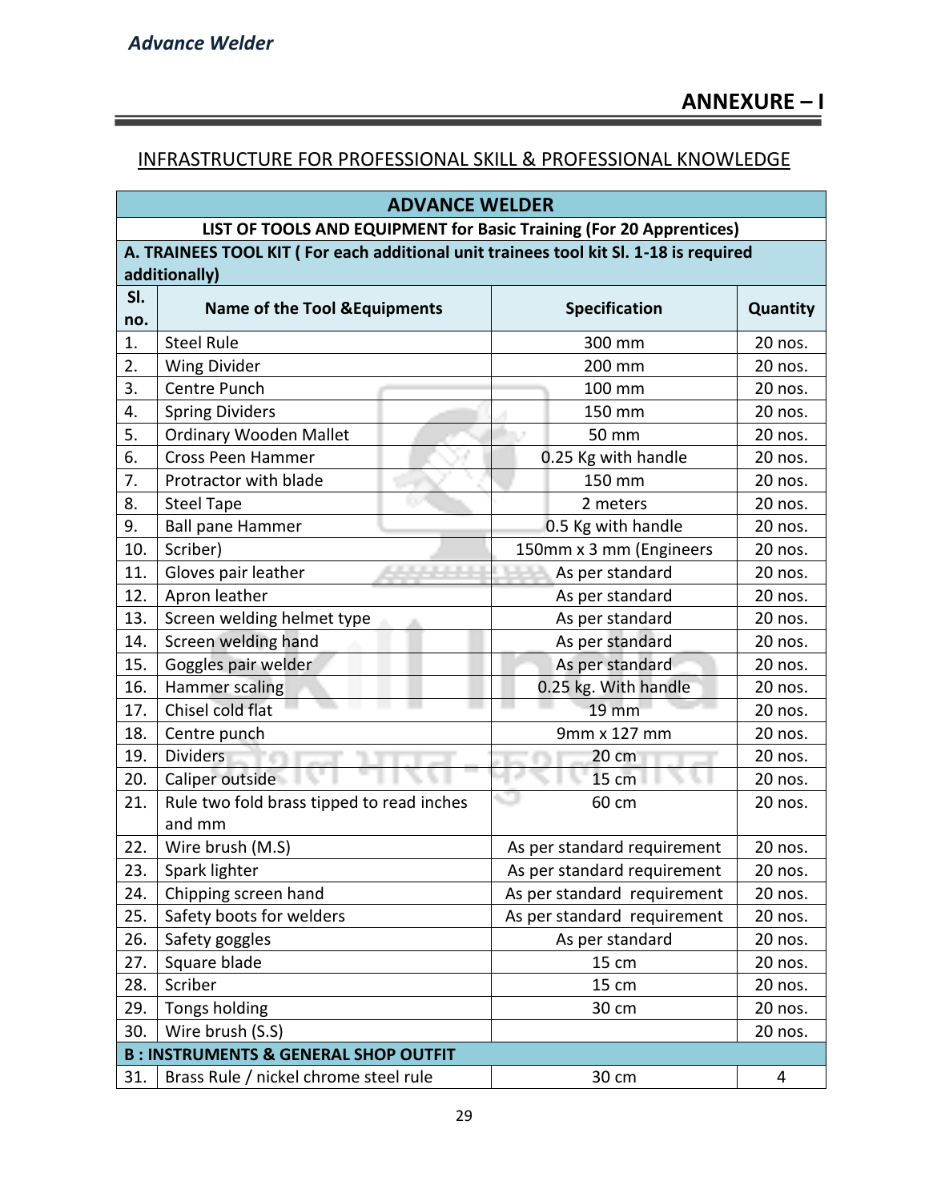# ANNEXURE – I

## INFRASTRUCTURE FOR PROFESSIONAL SKILL & PROFESSIONAL KNOWLEDGE

| ADVANCE WELDER | | | |
|---|---|---|---|
| **LIST OF TOOLS AND EQUIPMENT for Basic Training (For 20 Apprentices)** | | | |
| **A. TRAINEES TOOL KIT ( For each additional unit trainees tool kit Sl. 1-18 is required additionally)** | | | |
| **Sl. no.** | **Name of the Tool &Equipments** | **Specification** | **Quantity** |
| 1. | Steel Rule | 300 mm | 20 nos. |
| 2. | Wing Divider | 200 mm | 20 nos. |
| 3. | Centre Punch | 100 mm | 20 nos. |
| 4. | Spring Dividers | 150 mm | 20 nos. |
| 5. | Ordinary Wooden Mallet | 50 mm | 20 nos. |
| 6. | Cross Peen Hammer | 0.25 Kg with handle | 20 nos. |
| 7. | Protractor with blade | 150 mm | 20 nos. |
| 8. | Steel Tape | 2 meters | 20 nos. |
| 9. | Ball pane Hammer | 0.5 Kg with handle | 20 nos. |
| 10. | Scriber) | 150mm x 3 mm (Engineers | 20 nos. |
| 11. | Gloves pair leather | As per standard | 20 nos. |
| 12. | Apron leather | As per standard | 20 nos. |
| 13. | Screen welding helmet type | As per standard | 20 nos. |
| 14. | Screen welding hand | As per standard | 20 nos. |
| 15. | Goggles pair welder | As per standard | 20 nos. |
| 16. | Hammer scaling | 0.25 kg. With handle | 20 nos. |
| 17. | Chisel cold flat | 19 mm | 20 nos. |
| 18. | Centre punch | 9mm x 127 mm | 20 nos. |
| 19. | Dividers | 20 cm | 20 nos. |
| 20. | Caliper outside | 15 cm | 20 nos. |
| 21. | Rule two fold brass tipped to read inches and mm | 60 cm | 20 nos. |
| 22. | Wire brush (M.S) | As per standard requirement | 20 nos. |
| 23. | Spark lighter | As per standard requirement | 20 nos. |
| 24. | Chipping screen hand | As per standard requirement | 20 nos. |
| 25. | Safety boots for welders | As per standard requirement | 20 nos. |
| 26. | Safety goggles | As per standard | 20 nos. |
| 27. | Square blade | 15 cm | 20 nos. |
| 28. | Scriber | 15 cm | 20 nos. |
| 29. | Tongs holding | 30 cm | 20 nos. |
| 30. | Wire brush (S.S) | | 20 nos. |
| **B : INSTRUMENTS & GENERAL SHOP OUTFIT** | | | |
| 31. | Brass Rule / nickel chrome steel rule | 30 cm | 4 |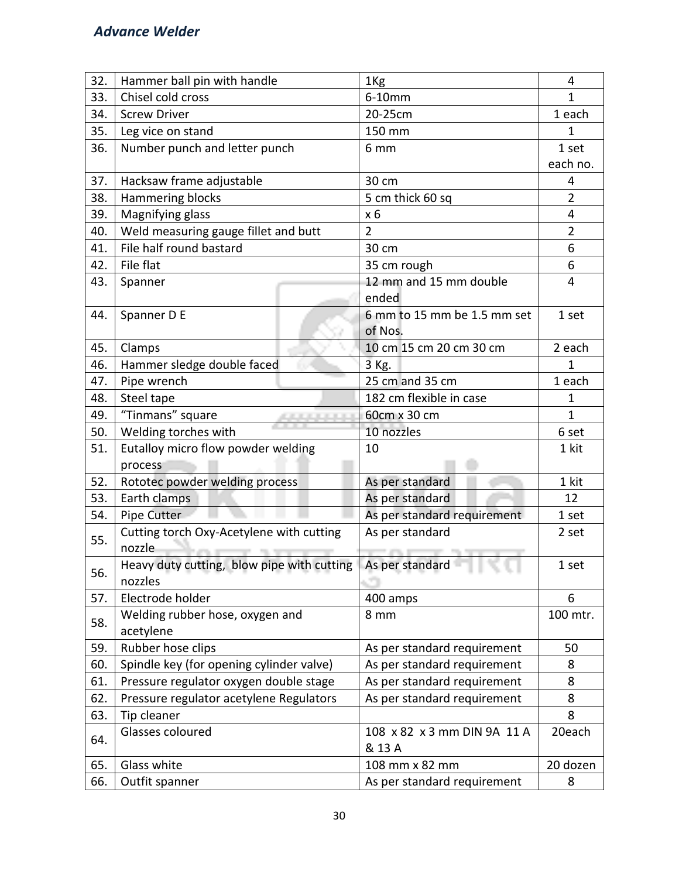| 32. | Hammer ball pin with handle | 1Kg | 4 |
|---|---|---|---|
| 33. | Chisel cold cross | 6-10mm | 1 |
| 34. | Screw Driver | 20-25cm | 1 each |
| 35. | Leg vice on stand | 150 mm | 1 |
| 36. | Number punch and letter punch | 6 mm | 1 set each no. |
| 37. | Hacksaw frame adjustable | 30 cm | 4 |
| 38. | Hammering blocks | 5 cm thick 60 sq | 2 |
| 39. | Magnifying glass | x 6 | 4 |
| 40. | Weld measuring gauge fillet and butt | 2 | 2 |
| 41. | File half round bastard | 30 cm | 6 |
| 42. | File flat | 35 cm rough | 6 |
| 43. | Spanner | 12 mm and 15 mm double ended | 4 |
| 44. | Spanner D E | 6 mm to 15 mm be 1.5 mm set of Nos. | 1 set |
| 45. | Clamps | 10 cm 15 cm 20 cm 30 cm | 2 each |
| 46. | Hammer sledge double faced | 3 Kg. | 1 |
| 47. | Pipe wrench | 25 cm and 35 cm | 1 each |
| 48. | Steel tape | 182 cm flexible in case | 1 |
| 49. | "Tinmans" square | 60cm x 30 cm | 1 |
| 50. | Welding torches with | 10 nozzles | 6 set |
| 51. | Eutalloy micro flow powder welding process | 10 | 1 kit |
| 52. | Rototec powder welding process | As per standard | 1 kit |
| 53. | Earth clamps | As per standard | 12 |
| 54. | Pipe Cutter | As per standard requirement | 1 set |
| 55. | Cutting torch Oxy-Acetylene with cutting nozzle | As per standard | 2 set |
| 56. | Heavy duty cutting, blow pipe with cutting nozzles | As per standard | 1 set |
| 57. | Electrode holder | 400 amps | 6 |
| 58. | Welding rubber hose, oxygen and acetylene | 8 mm | 100 mtr. |
| 59. | Rubber hose clips | As per standard requirement | 50 |
| 60. | Spindle key (for opening cylinder valve) | As per standard requirement | 8 |
| 61. | Pressure regulator oxygen double stage | As per standard requirement | 8 |
| 62. | Pressure regulator acetylene Regulators | As per standard requirement | 8 |
| 63. | Tip cleaner | | 8 |
| 64. | Glasses coloured | 108 x 82 x 3 mm DIN 9A 11 A & 13 A | 20each |
| 65. | Glass white | 108 mm x 82 mm | 20 dozen |
| 66. | Outfit spanner | As per standard requirement | 8 |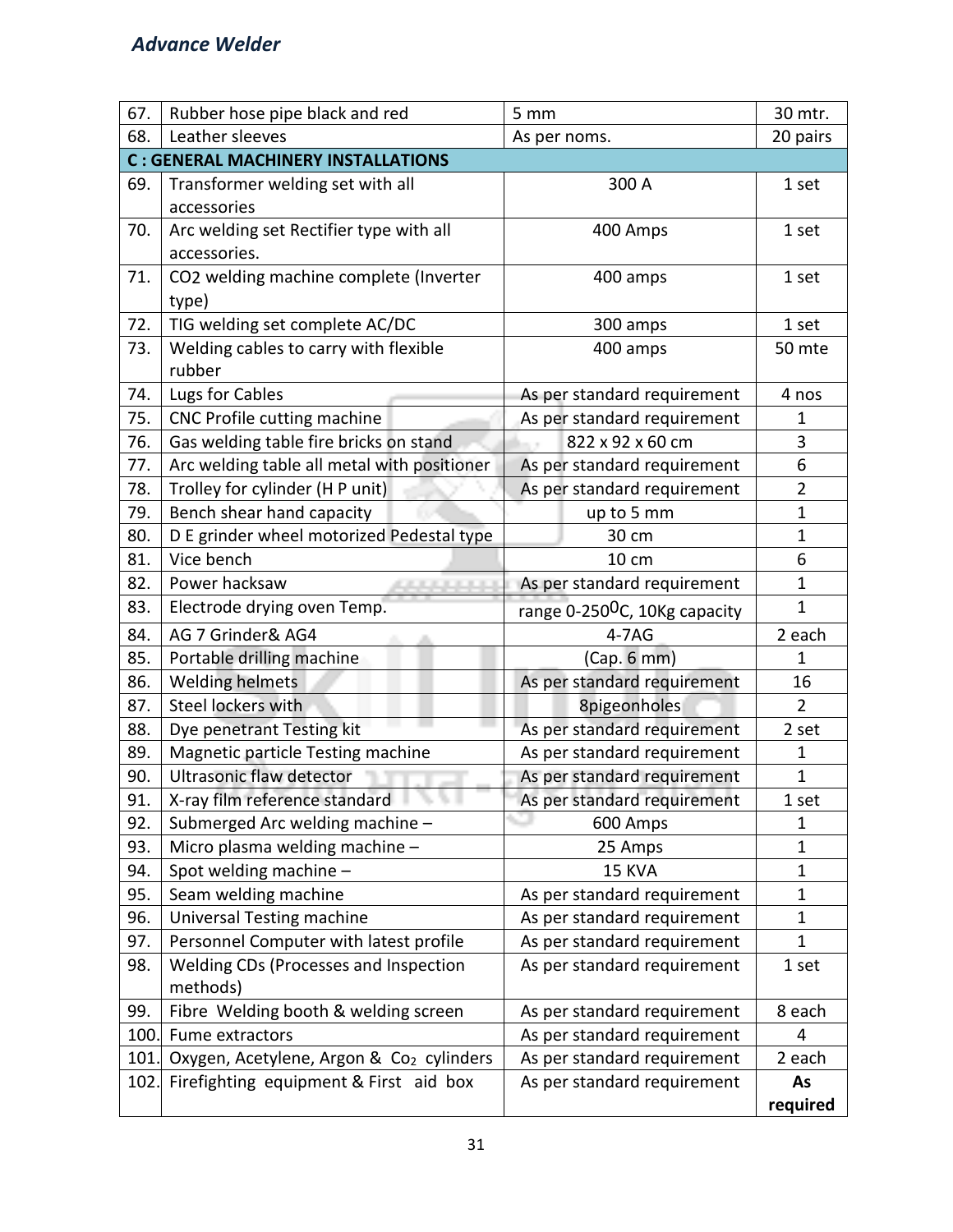| | | | |
|---|---|---|---|
| 67. | Rubber hose pipe black and red | 5 mm | 30 mtr. |
| 68. | Leather sleeves | As per noms. | 20 pairs |
| **C : GENERAL MACHINERY INSTALLATIONS** | | | |
| 69. | Transformer welding set with all accessories | 300 A | 1 set |
| 70. | Arc welding set Rectifier type with all accessories. | 400 Amps | 1 set |
| 71. | CO2 welding machine complete (Inverter type) | 400 amps | 1 set |
| 72. | TIG welding set complete AC/DC | 300 amps | 1 set |
| 73. | Welding cables to carry with flexible rubber | 400 amps | 50 mte |
| 74. | Lugs for Cables | As per standard requirement | 4 nos |
| 75. | CNC Profile cutting machine | As per standard requirement | 1 |
| 76. | Gas welding table fire bricks on stand | 822 x 92 x 60 cm | 3 |
| 77. | Arc welding table all metal with positioner | As per standard requirement | 6 |
| 78. | Trolley for cylinder (H P unit) | As per standard requirement | 2 |
| 79. | Bench shear hand capacity | up to 5 mm | 1 |
| 80. | D E grinder wheel motorized Pedestal type | 30 cm | 1 |
| 81. | Vice bench | 10 cm | 6 |
| 82. | Power hacksaw | As per standard requirement | 1 |
| 83. | Electrode drying oven Temp. | range 0-250$^{0}$C, 10Kg capacity | 1 |
| 84. | AG 7 Grinder& AG4 | 4-7AG | 2 each |
| 85. | Portable drilling machine | (Cap. 6 mm) | 1 |
| 86. | Welding helmets | As per standard requirement | 16 |
| 87. | Steel lockers with | 8pigeonholes | 2 |
| 88. | Dye penetrant Testing kit | As per standard requirement | 2 set |
| 89. | Magnetic particle Testing machine | As per standard requirement | 1 |
| 90. | Ultrasonic flaw detector | As per standard requirement | 1 |
| 91. | X-ray film reference standard | As per standard requirement | 1 set |
| 92. | Submerged Arc welding machine – | 600 Amps | 1 |
| 93. | Micro plasma welding machine – | 25 Amps | 1 |
| 94. | Spot welding machine – | 15 KVA | 1 |
| 95. | Seam welding machine | As per standard requirement | 1 |
| 96. | Universal Testing machine | As per standard requirement | 1 |
| 97. | Personnel Computer with latest profile | As per standard requirement | 1 |
| 98. | Welding CDs (Processes and Inspection methods) | As per standard requirement | 1 set |
| 99. | Fibre Welding booth & welding screen | As per standard requirement | 8 each |
| 100. | Fume extractors | As per standard requirement | 4 |
| 101. | Oxygen, Acetylene, Argon & $Co_2$ cylinders | As per standard requirement | 2 each |
| 102. | Firefighting equipment & First aid box | As per standard requirement | **As required** |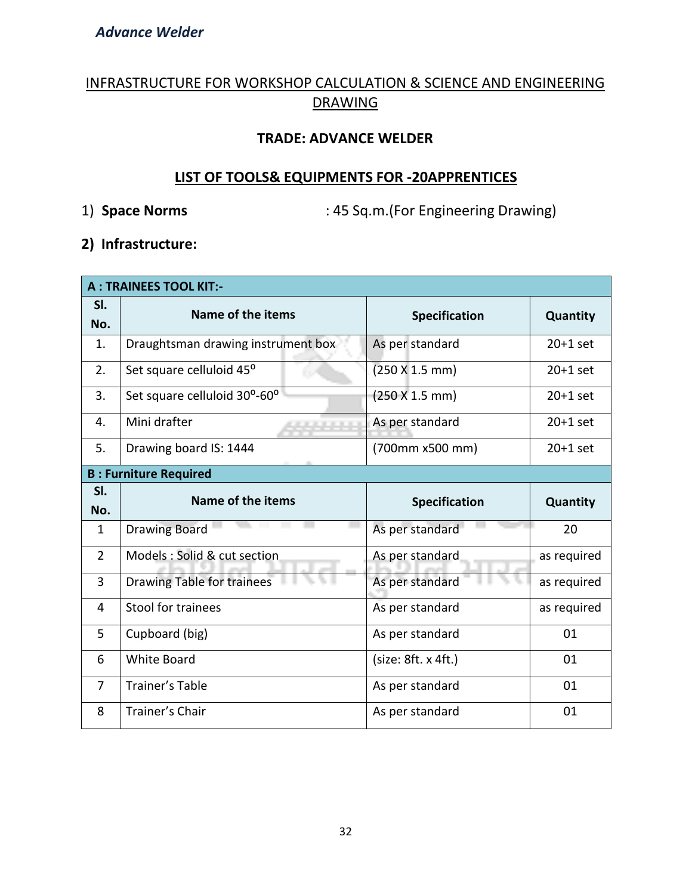INFRASTRUCTURE FOR WORKSHOP CALCULATION & SCIENCE AND ENGINEERING DRAWING

**TRADE: ADVANCE WELDER**

**LIST OF TOOLS& EQUIPMENTS FOR -20APPRENTICES**

1) **Space Norms** : 45 Sq.m.(For Engineering Drawing)

**2) Infrastructure:**

| **A : TRAINEES TOOL KIT:-** | | | |
|---|---|---|---|
| **Sl. No.** | **Name of the items** | **Specification** | **Quantity** |
| 1. | Draughtsman drawing instrument box | As per standard | 20+1 set |
| 2. | Set square celluloid 45$^o$ | (250 X 1.5 mm) | 20+1 set |
| 3. | Set square celluloid 30$^o$-60$^o$ | (250 X 1.5 mm) | 20+1 set |
| 4. | Mini drafter | As per standard | 20+1 set |
| 5. | Drawing board IS: 1444 | (700mm x500 mm) | 20+1 set |
| **B : Furniture Required** | | | |
| **Sl. No.** | **Name of the items** | **Specification** | **Quantity** |
| 1 | Drawing Board | As per standard | 20 |
| 2 | Models : Solid & cut section | As per standard | as required |
| 3 | Drawing Table for trainees | As per standard | as required |
| 4 | Stool for trainees | As per standard | as required |
| 5 | Cupboard (big) | As per standard | 01 |
| 6 | White Board | (size: 8ft. x 4ft.) | 01 |
| 7 | Trainer's Table | As per standard | 01 |
| 8 | Trainer's Chair | As per standard | 01 |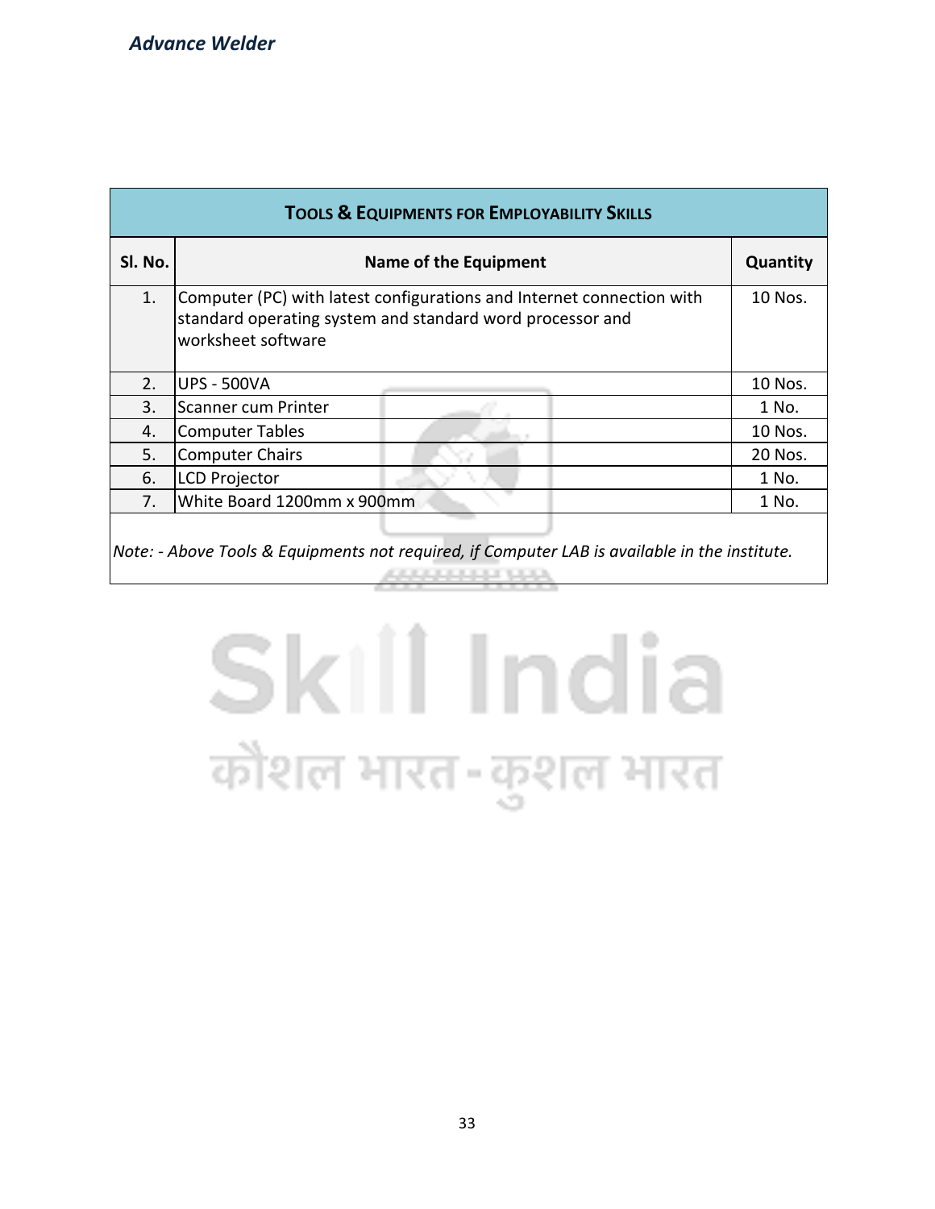| Tools & Equipments for Employability Skills | | |
|---|---|---|
| **Sl. No.** | **Name of the Equipment** | **Quantity** |
| 1. | Computer (PC) with latest configurations and Internet connection with standard operating system and standard word processor and worksheet software | 10 Nos. |
| 2. | UPS - 500VA | 10 Nos. |
| 3. | Scanner cum Printer | 1 No. |
| 4. | Computer Tables | 10 Nos. |
| 5. | Computer Chairs | 20 Nos. |
| 6. | LCD Projector | 1 No. |
| 7. | White Board 1200mm x 900mm | 1 No. |

*Note: - Above Tools & Equipments not required, if Computer LAB is available in the institute.*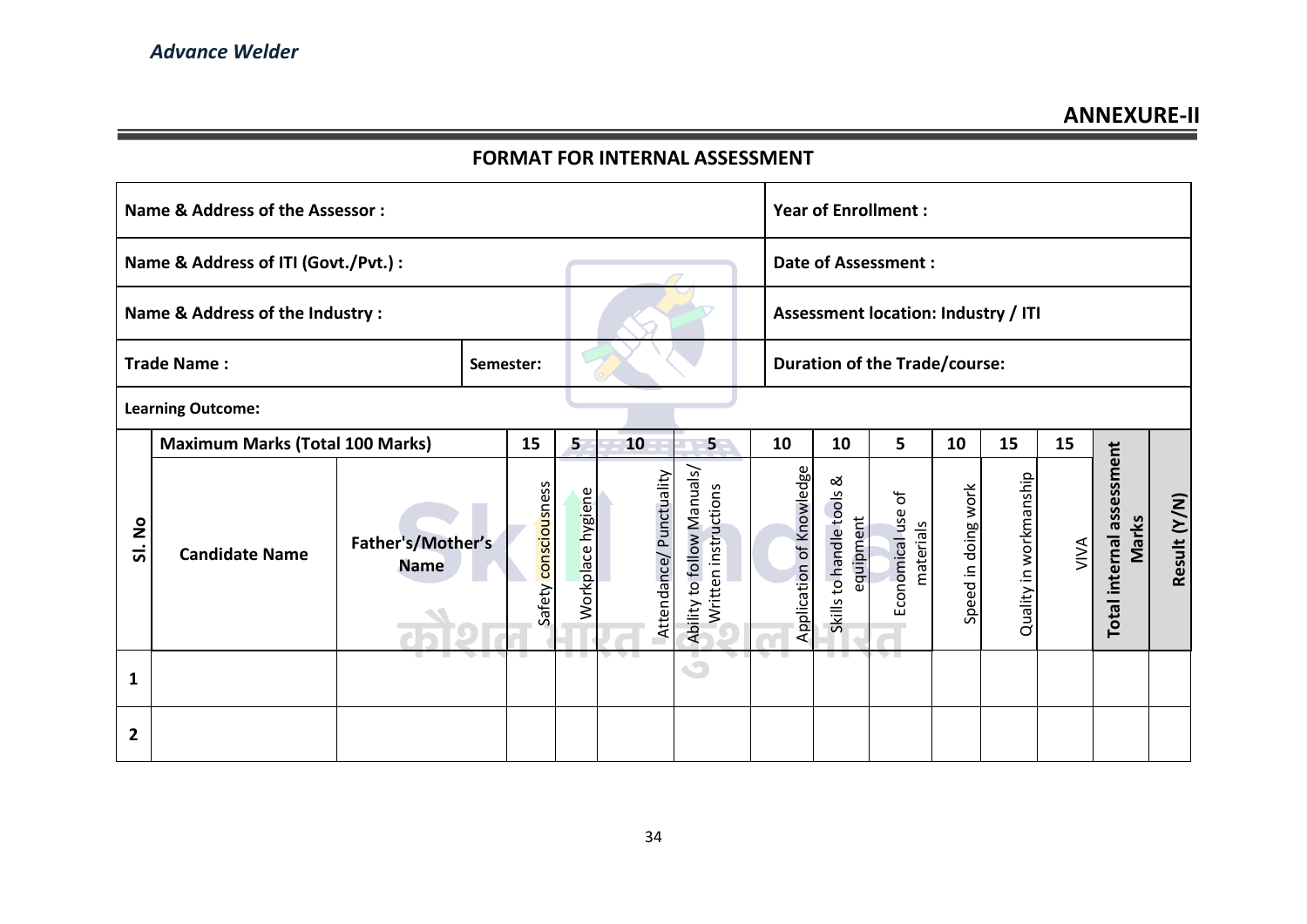## ANNEXURE-II

### FORMAT FOR INTERNAL ASSESSMENT

| | |
|---|---|
| **Name & Address of the Assessor :** | **Year of Enrollment :** |
| **Name & Address of ITI (Govt./Pvt.) :** | **Date of Assessment :** |
| **Name & Address of the Industry :** | **Assessment location: Industry / ITI** |
| **Trade Name :** **Semester:** | **Duration of the Trade/course:** |
| **Learning Outcome:** | |

| Sl. No | Candidate Name | Father's/Mother's Name | Safety consciousness | Workplace hygiene | Attendance/ Punctuality | Ability to follow Manuals/ Written instructions | Application of Knowledge | Skills to handle tools & equipment | Economical use of materials | Speed in doing work | Quality in workmanship | VIVA | Total internal assessment Marks | Result (Y/N) |
|---|---|---|---|---|---|---|---|---|---|---|---|---|---|---|
| | **Maximum Marks (Total 100 Marks)** | | 15 | 5 | 10 | 5 | 10 | 10 | 5 | 10 | 15 | 15 | | |
| 1 | | | | | | | | | | | | | | |
| 2 | | | | | | | | | | | | | | |